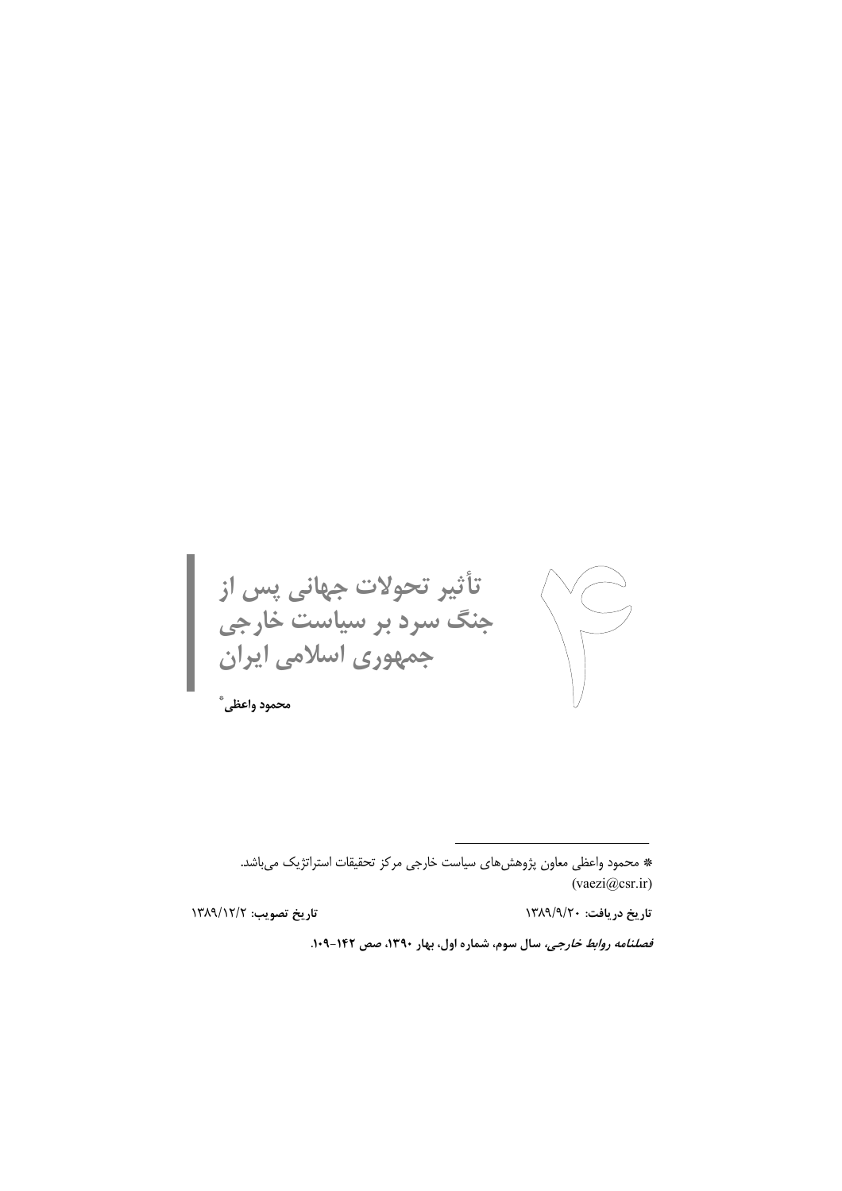# تأثیر تحولات جهانی پس از جنگ سرد بر سیاست خارجی جمهوری اسلامی ایران

**محمود واعظی***

---

* محمود واعظی معاون پژوهش‌های سیاست خارجی مرکز تحقیقات استراتژیک می‌باشد. (vaezi@csr.ir)

**تاریخ دریافت:** ۱۳۸۹/۹/۲۰ **تاریخ تصویب:** ۱۳۸۹/۱۲/۲

***فصلنامه روابط خارجی*، سال سوم، شماره اول، بهار ۱۳۹۰، صص ۱۴۲-۱۰۹.**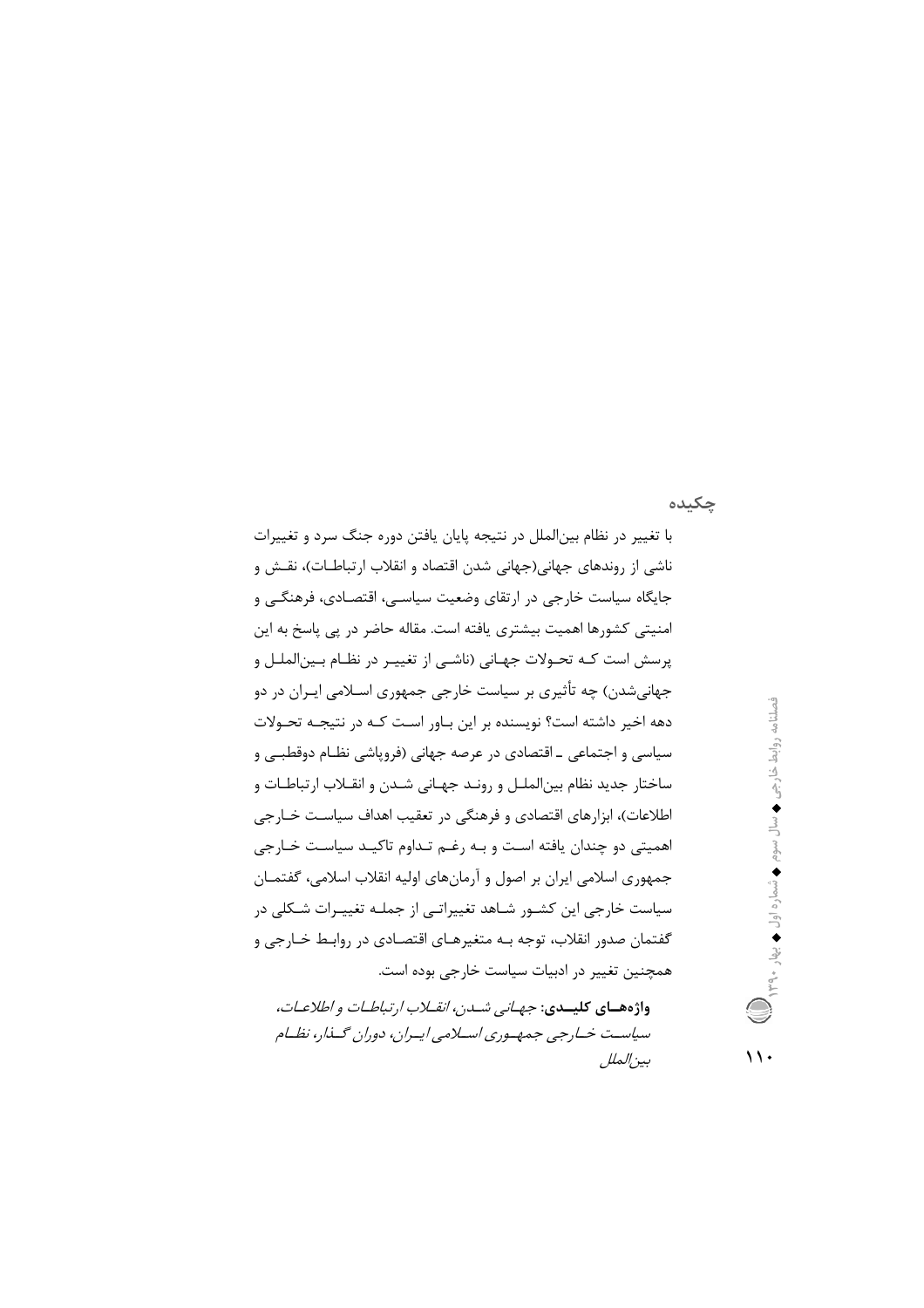## چکیده

با تغییر در نظام بین‌الملل در نتیجه پایان یافتن دوره جنگ سرد و تغییرات ناشی از روندهای جهانی(جهانی شدن اقتصاد و انقلاب ارتباطات)، نقش و جایگاه سیاست خارجی در ارتقای وضعیت سیاسی، اقتصادی، فرهنگی و امنیتی کشورها اهمیت بیشتری یافته است. مقاله حاضر در پی پاسخ به این پرسش است که تحولات جهانی (ناشی از تغییر در نظام بین‌الملل و جهانی‌شدن) چه تأثیری بر سیاست خارجی جمهوری اسلامی ایران در دو دهه اخیر داشته است؟ نویسنده بر این باور است که در نتیجه تحولات سیاسی و اجتماعی ـ اقتصادی در عرصه جهانی (فروپاشی نظام دوقطبی و ساختار جدید نظام بین‌الملل و روند جهانی شدن و انقلاب ارتباطات و اطلاعات)، ابزارهای اقتصادی و فرهنگی در تعقیب اهداف سیاست خارجی اهمیتی دو چندان یافته است و به رغم تداوم تاکید سیاست خارجی جمهوری اسلامی ایران بر اصول و آرمان‌های اولیه انقلاب اسلامی، گفتمان سیاست خارجی این کشور شاهد تغییراتی از جمله تغییرات شکلی در گفتمان صدور انقلاب، توجه به متغیرهای اقتصادی در روابط خارجی و همچنین تغییر در ادبیات سیاست خارجی بوده است.

**واژه‌های کلیدی:** *جهانی شدن، انقلاب ارتباطات و اطلاعات، سیاست خارجی جمهوری اسلامی ایران، دوران گذار، نظام بین‌الملل*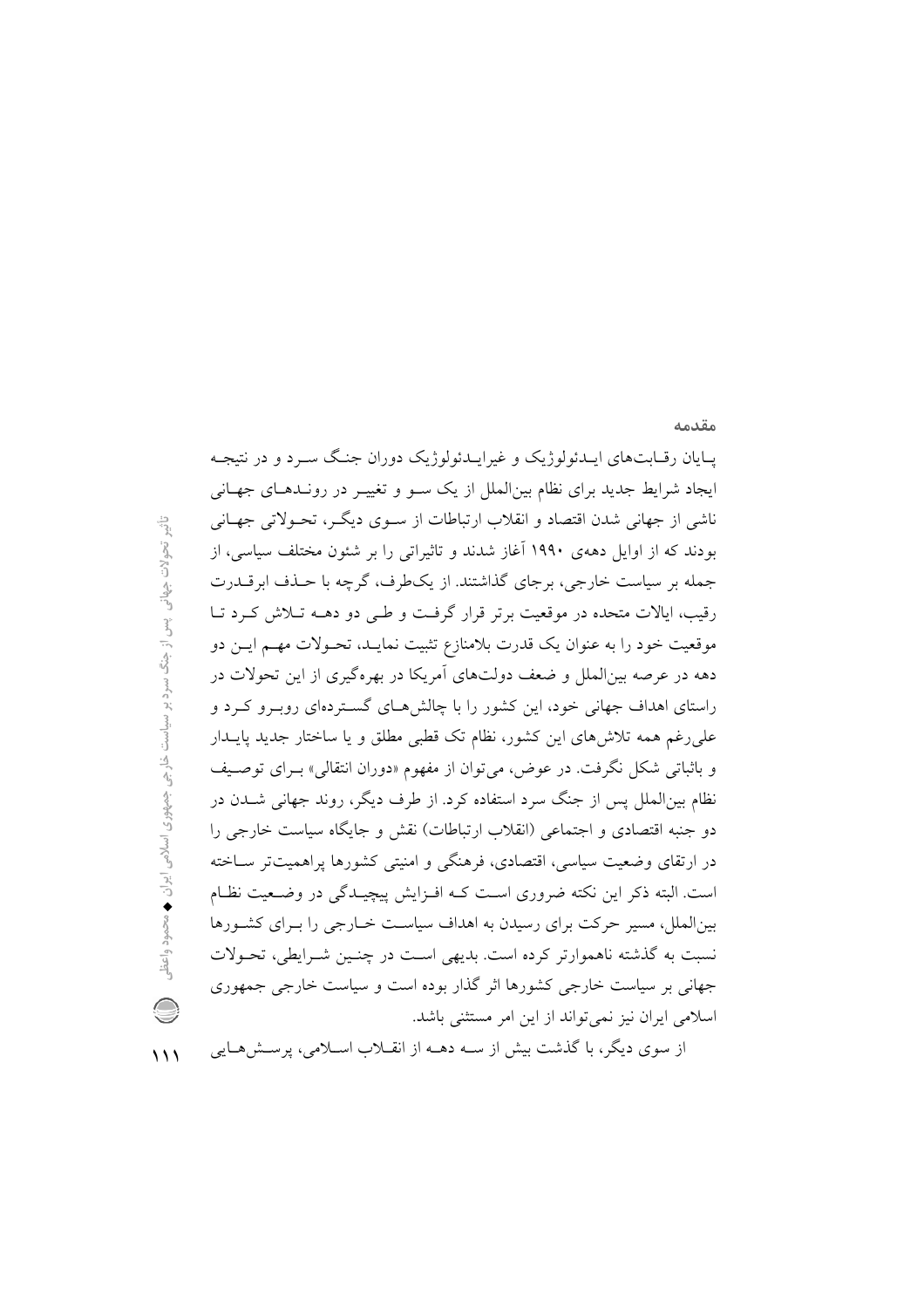## مقدمه

پایان رقابت‌های ایدئولوژیک و غیرایدئولوژیک دوران جنگ سرد و در نتیجه ایجاد شرایط جدید برای نظام بین‌الملل از یک سو و تغییر در روندهای جهانی ناشی از جهانی شدن اقتصاد و انقلاب ارتباطات از سوی دیگر، تحولاتی جهانی بودند که از اوایل دهه‌ی ۱۹۹۰ آغاز شدند و تاثیراتی را بر شئون مختلف سیاسی، از جمله بر سیاست خارجی، برجای گذاشتند. از یک‌طرف، گرچه با حذف ابرقدرت رقیب، ایالات متحده در موقعیت برتر قرار گرفت و طی دو دهه تلاش کرد تا موقعیت خود را به عنوان یک قدرت بلامنازع تثبیت نماید، تحولات مهم این دو دهه در عرصه بین‌الملل و ضعف دولت‌های آمریکا در بهره‌گیری از این تحولات در راستای اهداف جهانی خود، این کشور را با چالش‌های گسترده‌ای روبرو کرد و علی‌رغم همه تلاش‌های این کشور، نظام تک قطبی مطلق و یا ساختار جدید پایدار و باثباتی شکل نگرفت. در عوض، می‌توان از مفهوم «دوران انتقالی» برای توصیف نظام بین‌الملل پس از جنگ سرد استفاده کرد. از طرف دیگر، روند جهانی شدن در دو جنبه اقتصادی و اجتماعی (انقلاب ارتباطات) نقش و جایگاه سیاست خارجی را در ارتقای وضعیت سیاسی، اقتصادی، فرهنگی و امنیتی کشورها پراهمیت‌تر ساخته است. البته ذکر این نکته ضروری است که افزایش پیچیدگی در وضعیت نظام بین‌الملل، مسیر حرکت برای رسیدن به اهداف سیاست خارجی را برای کشورها نسبت به گذشته ناهموارتر کرده است. بدیهی است در چنین شرایطی، تحولات جهانی بر سیاست خارجی کشورها اثر گذار بوده است و سیاست خارجی جمهوری اسلامی ایران نیز نمی‌تواند از این امر مستثنی باشد.

از سوی دیگر، با گذشت بیش از سه دهه از انقلاب اسلامی، پرسش‌هایی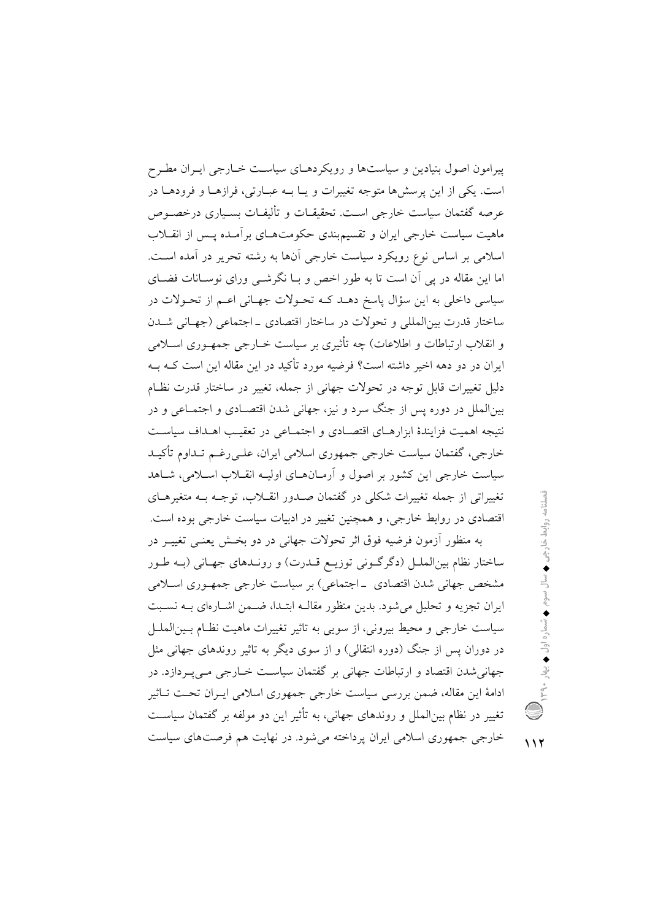پیرامون اصول بنیادین و سیاست‌ها و رویکردهای سیاست خارجی ایران مطرح است. یکی از این پرسش‌ها متوجه تغییرات و یا به عبارتی، فرازها و فرودها در عرصه گفتمان سیاست خارجی است. تحقیقات و تألیفات بسیاری درخصوص ماهیت سیاست خارجی ایران و تقسیم‌بندی حکومت‌های برآمده پس از انقلاب اسلامی بر اساس نوع رویکرد سیاست خارجی آنها به رشته تحریر در آمده است. اما این مقاله در پی آن است تا به طور اخص و با نگرشی ورای نوسانات فضای سیاسی داخلی به این سؤال پاسخ دهد که تحولات جهانی اعم از تحولات در ساختار قدرت بین‌المللی و تحولات در ساختار اقتصادی ـ اجتماعی (جهانی شدن و انقلاب ارتباطات و اطلاعات) چه تأثیری بر سیاست خارجی جمهوری اسلامی ایران در دو دهه اخیر داشته است؟ فرضیه مورد تأکید در این مقاله این است که به دلیل تغییرات قابل توجه در تحولات جهانی از جمله، تغییر در ساختار قدرت نظام بین‌الملل در دوره پس از جنگ سرد و نیز، جهانی شدن اقتصادی و اجتماعی و در نتیجه اهمیت فزایندۀ ابزارهای اقتصادی و اجتماعی در تعقیب اهداف سیاست خارجی، گفتمان سیاست خارجی جمهوری اسلامی ایران، علی‌رغم تداوم تأکید سیاست خارجی این کشور بر اصول و آرمان‌های اولیه انقلاب اسلامی، شاهد تغییراتی از جمله تغییرات شکلی در گفتمان صدور انقلاب، توجه به متغیرهای اقتصادی در روابط خارجی، و همچنین تغییر در ادبیات سیاست خارجی بوده است.

به منظور آزمون فرضیه فوق اثر تحولات جهانی در دو بخش یعنی تغییر در ساختار نظام بین‌الملل (دگرگونی توزیع قدرت) و روندهای جهانی (به طور مشخص جهانی شدن اقتصادی ـ اجتماعی) بر سیاست خارجی جمهوری اسلامی ایران تجزیه و تحلیل می‌شود. بدین منظور مقاله ابتدا، ضمن اشاره‌ای به نسبت سیاست خارجی و محیط بیرونی، از سویی به تاثیر تغییرات ماهیت نظام بین‌الملل در دوران پس از جنگ (دوره انتقالی) و از سوی دیگر به تاثیر روندهای جهانی مثل جهانی‌شدن اقتصاد و ارتباطات جهانی بر گفتمان سیاست خارجی می‌پردازد. در ادامۀ این مقاله، ضمن بررسی سیاست خارجی جمهوری اسلامی ایران تحت تاثیر تغییر در نظام بین‌الملل و روندهای جهانی، به تأثیر این دو مولفه بر گفتمان سیاست خارجی جمهوری اسلامی ایران پرداخته می‌شود. در نهایت هم فرصت‌های سیاست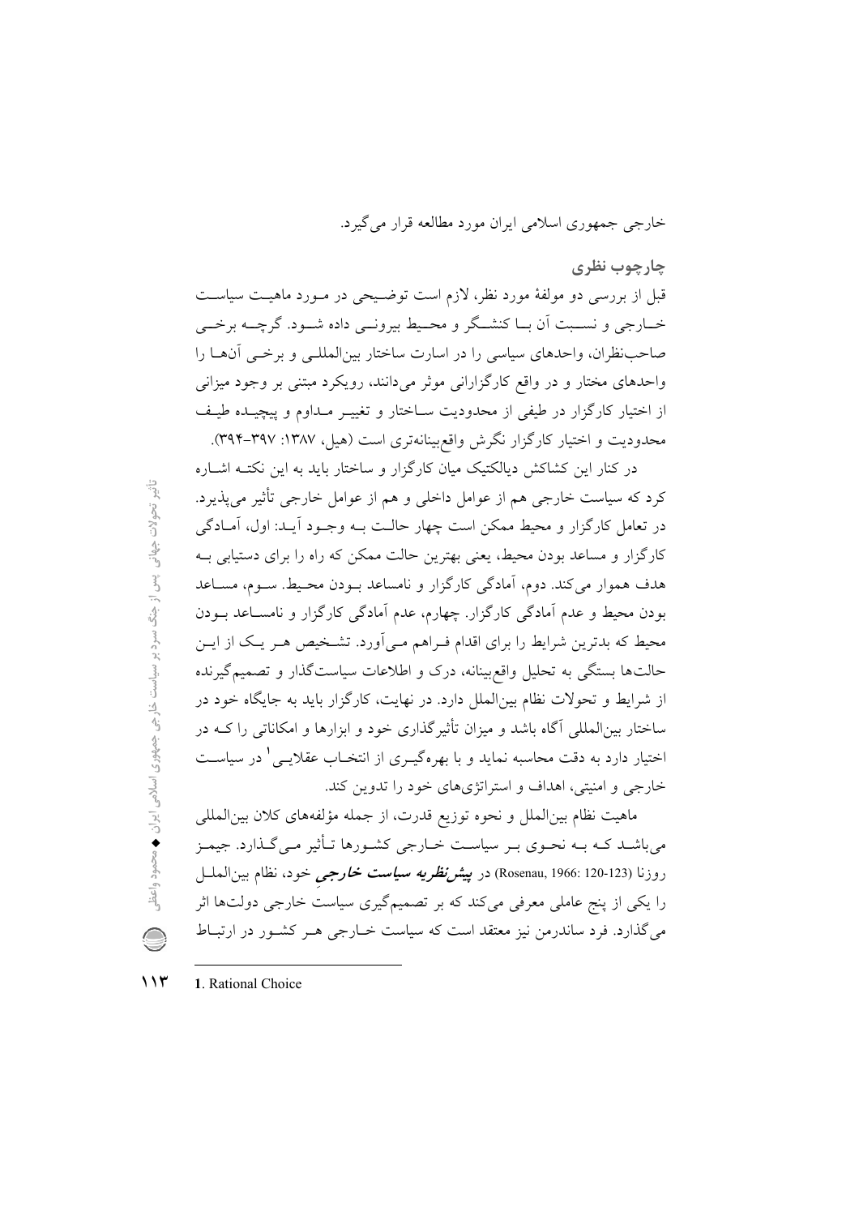خارجی جمهوری اسلامی ایران مورد مطالعه قرار می‌گیرد.

## چارچوب نظری

قبل از بررسی دو مولفهٔ مورد نظر، لازم است توضیحی در مورد ماهیت سیاست خارجی و نسبت آن با کنشگر و محیط بیرونی داده شود. گرچه برخی صاحب‌نظران، واحدهای سیاسی را در اسارت ساختار بین‌المللی و برخی آن‌ها را واحدهای مختار و در واقع کارگزارانی موثر می‌دانند، رویکرد مبتنی بر وجود میزانی از اختیار کارگزار در طیفی از محدودیت ساختار و تغییر مداوم و پیچیده طیف محدودیت و اختیار کارگزار نگرش واقع‌بینانه‌تری است (هیل، ۱۳۸۷: ۳۹۷-۳۹۴).

در کنار این کشاکش دیالکتیک میان کارگزار و ساختار باید به این نکته اشاره کرد که سیاست خارجی هم از عوامل داخلی و هم از عوامل خارجی تأثیر می‌پذیرد. در تعامل کارگزار و محیط ممکن است چهار حالت به وجود آید: اول، آمادگی کارگزار و مساعد بودن محیط، یعنی بهترین حالت ممکن که راه را برای دستیابی به هدف هموار می‌کند. دوم، آمادگی کارگزار و نامساعد بودن محیط. سوم، مساعد بودن محیط و عدم آمادگی کارگزار. چهارم، عدم آمادگی کارگزار و نامساعد بودن محیط که بدترین شرایط را برای اقدام فراهم می‌آورد. تشخیص هر یک از این حالت‌ها بستگی به تحلیل واقع‌بینانه، درک و اطلاعات سیاست‌گذار و تصمیم‌گیرنده از شرایط و تحولات نظام بین‌الملل دارد. در نهایت، کارگزار باید به جایگاه خود در ساختار بین‌المللی آگاه باشد و میزان تأثیرگذاری خود و ابزارها و امکاناتی را که در اختیار دارد به دقت محاسبه نماید و با بهره‌گیری از انتخاب عقلایی[1] در سیاست خارجی و امنیتی، اهداف و استراتژی‌های خود را تدوین کند.

ماهیت نظام بین‌الملل و نحوه توزیع قدرت، از جمله مؤلفه‌های کلان بین‌المللی می‌باشد که به نحوی بر سیاست خارجی کشورها تأثیر می‌گذارد. جیمز روزنا (Rosenau, 1966: 120-123) در ***پیش‌نظریه سیاست خارجی*** خود، نظام بین‌الملل را یکی از پنج عاملی معرفی می‌کند که بر تصمیم‌گیری سیاست خارجی دولت‌ها اثر می‌گذارد. فرد ساندرمن نیز معتقد است که سیاست خارجی هر کشور در ارتباط

1. Rational Choice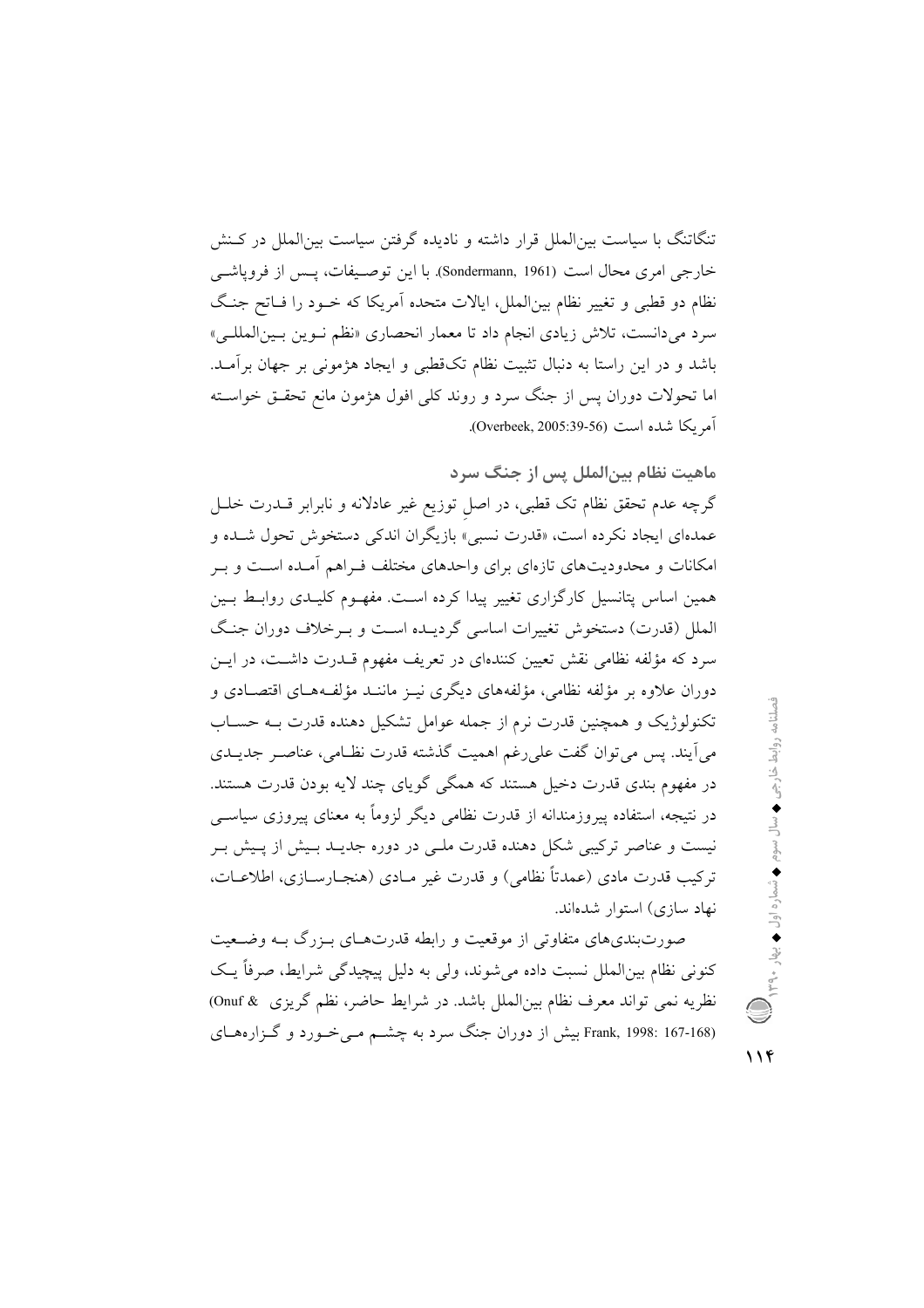تنگاتنگ با سیاست بین‌الملل قرار داشته و نادیده گرفتن سیاست بین‌الملل در کنش خارجی امری محال است (Sondermann, 1961). با این توصیفات، پس از فروپاشی نظام دو قطبی و تغییر نظام بین‌الملل، ایالات متحده آمریکا که خود را فاتح جنگ سرد می‌دانست، تلاش زیادی انجام داد تا معمار انحصاری «نظم نوین بین‌المللی» باشد و در این راستا به دنبال تثبیت نظام تک‌قطبی و ایجاد هژمونی بر جهان برآمد. اما تحولات دوران پس از جنگ سرد و روند کلی افول هژمون مانع تحقق خواسته آمریکا شده است (Overbeek, 2005:39-56).

## ماهیت نظام بین‌الملل پس از جنگ سرد

گرچه عدم تحقق نظام تک قطبی، در اصلِ توزیع غیر عادلانه و نابرابر قدرت خلل عمده‌ای ایجاد نکرده است، «قدرت نسبی» بازیگران اندکی دستخوش تحول شده و امکانات و محدودیت‌های تازه‌ای برای واحدهای مختلف فراهم آمده است و بر همین اساس پتانسیل کارگزاری تغییر پیدا کرده است. مفهوم کلیدی روابط بین الملل (قدرت) دستخوش تغییرات اساسی گردیده است و برخلاف دوران جنگ سرد که مؤلفه نظامی نقش تعیین کننده‌ای در تعریف مفهوم قدرت داشت، در این دوران علاوه بر مؤلفه نظامی، مؤلفه‌های دیگری نیز مانند مؤلفه‌های اقتصادی و تکنولوژیک و همچنین قدرت نرم از جمله عوامل تشکیل دهنده قدرت به حساب می‌آیند. پس می‌توان گفت علی‌رغم اهمیت گذشته قدرت نظامی، عناصر جدیدی در مفهوم بندی قدرت دخیل هستند که همگی گویای چند لایه بودن قدرت هستند. در نتیجه، استفاده پیروزمندانه از قدرت نظامی دیگر لزوماً به معنای پیروزی سیاسی نیست و عناصر ترکیبی شکل دهنده قدرت ملی در دوره جدید بیش از پیش بر ترکیب قدرت مادی (عمدتاً نظامی) و قدرت غیر مادی (هنجارسازی، اطلاعات، نهاد سازی) استوار شده‌اند.

صورت‌بندی‌های متفاوتی از موقعیت و رابطه قدرت‌های بزرگ به وضعیت کنونی نظام بین‌الملل نسبت داده می‌شوند، ولی به دلیل پیچیدگی شرایط، صرفاً یک نظریه نمی تواند معرف نظام بین‌الملل باشد. در شرایط حاضر، نظم گریزی (Onuf & Frank, 1998: 167-168) بیش از دوران جنگ سرد به چشم می‌خورد و گزاره‌های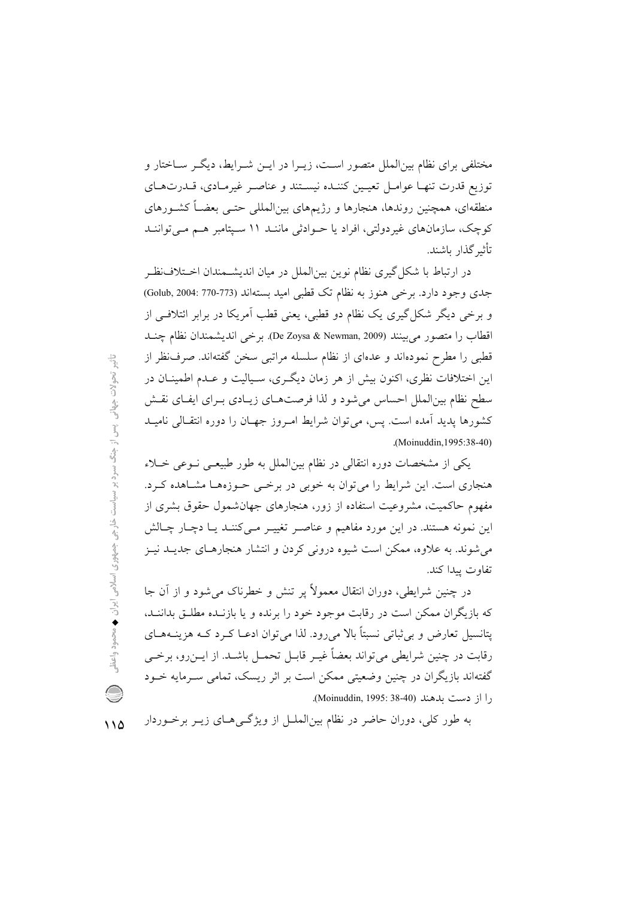مختلفی برای نظام بین‌الملل متصور است، زیرا در این شرایط، دیگر ساختار و توزیع قدرت تنها عوامل تعیین کننده نیستند و عناصر غیرمادی، قدرت‌های منطقه‌ای، همچنین روندها، هنجارها و رژیم‌های بین‌المللی حتی بعضاً کشورهای کوچک، سازمان‌های غیردولتی، افراد یا حوادثی مانند ۱۱ سپتامبر هم می‌توانند تأثیرگذار باشند.

در ارتباط با شکل‌گیری نظام نوین بین‌الملل در میان اندیشمندان اختلاف‌نظر جدی وجود دارد. برخی هنوز به نظام تک قطبی امید بسته‌اند (Golub, 2004: 770-773) و برخی دیگر شکل‌گیری یک نظام دو قطبی، یعنی قطب آمریکا در برابر ائتلافی از اقطاب را متصور می‌بینند (De Zoysa & Newman, 2009). برخی اندیشمندان نظام چند قطبی را مطرح نموده‌اند و عده‌ای از نظام سلسله مراتبی سخن گفته‌اند. صرف‌نظر از این اختلافات نظری، اکنون بیش از هر زمان دیگری، سیالیت و عدم اطمینان در سطح نظام بین‌الملل احساس می‌شود و لذا فرصت‌های زیادی برای ایفای نقش کشورها پدید آمده است. پس، می‌توان شرایط امروز جهان را دوره انتقالی نامید (Moinuddin,1995:38-40).

یکی از مشخصات دوره انتقالی در نظام بین‌الملل به طور طبیعی نوعی خلاء هنجاری است. این شرایط را می‌توان به خوبی در برخی حوزه‌ها مشاهده کرد. مفهوم حاکمیت، مشروعیت استفاده از زور، هنجارهای جهان‌شمول حقوق بشری از این نمونه هستند. در این مورد مفاهیم و عناصر تغییر می‌کنند یا دچار چالش می‌شوند. به علاوه، ممکن است شیوه درونی کردن و انتشار هنجارهای جدید نیز تفاوت پیدا کند.

در چنین شرایطی، دوران انتقال معمولاً پر تنش و خطرناک می‌شود و از آن جا که بازیگران ممکن است در رقابت موجود خود را برنده و یا بازنده مطلق بدانند، پتانسیل تعارض و بی‌ثباتی نسبتاً بالا می‌رود. لذا می‌توان ادعا کرد که هزینه‌های رقابت در چنین شرایطی می‌تواند بعضاً غیر قابل تحمل باشد. از این‌رو، برخی گفته‌اند بازیگران در چنین وضعیتی ممکن است بر اثر ریسک، تمامی سرمایه خود را از دست بدهند (Moinuddin, 1995: 38-40).

به طور کلی، دوران حاضر در نظام بین‌الملل از ویژگی‌های زیر برخوردار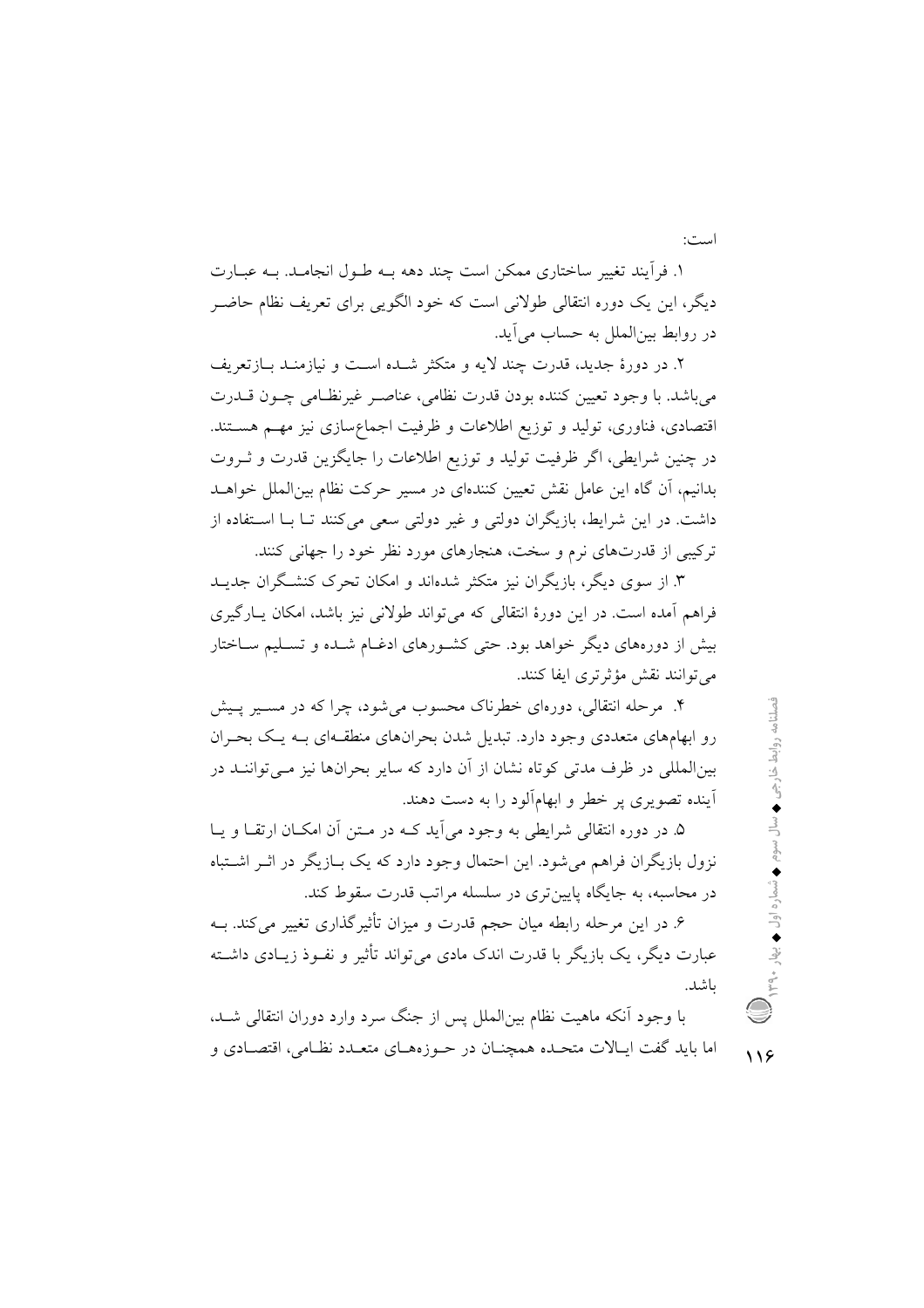است:

۱. فرآیند تغییر ساختاری ممکن است چند دهه بـه طـول انجامـد. بـه عبـارت دیگر، این یک دوره انتقالی طولانی است که خود الگویی برای تعریف نظام حاضـر در روابط بین‌الملل به حساب می‌آید.

۲. در دورۀ جدید، قدرت چند لایه و متکثر شـده اسـت و نیازمنـد بـازتعریف می‌باشد. با وجود تعیین کننده بودن قدرت نظامی، عناصـر غیرنظـامی چـون قـدرت اقتصادی، فناوری، تولید و توزیع اطلاعات و ظرفیت اجماع‌سازی نیز مهـم هسـتند. در چنین شرایطی، اگر ظرفیت تولید و توزیع اطلاعات را جایگزین قدرت و ثـروت بدانیم، آن گاه این عامل نقش تعیین کننده‌ای در مسیر حرکت نظام بین‌الملل خواهـد داشت. در این شرایط، بازیگران دولتی و غیر دولتی سعی می‌کنند تـا بـا اسـتفاده از ترکیبی از قدرت‌های نرم و سخت، هنجارهای مورد نظر خود را جهانی کنند.

۳. از سوی دیگر، بازیگران نیز متکثر شده‌اند و امکان تحرک کنشـگران جدیـد فراهم آمده است. در این دورۀ انتقالی که می‌تواند طولانی نیز باشد، امکان یـارگیری بیش از دوره‌های دیگر خواهد بود. حتی کشـورهای ادغـام شـده و تسـلیم سـاختار می‌توانند نقش مؤثرتری ایفا کنند.

۴. مرحله انتقالی، دوره‌ای خطرناک محسوب می‌شود، چرا که در مسـیر پـیش رو ابهام‌های متعددی وجود دارد. تبدیل شدن بحران‌های منطقـه‌ای بـه یـک بحـران بین‌المللی در ظرف مدتی کوتاه نشان از آن دارد که سایر بحران‌ها نیز مـی‌تواننـد در آینده تصویری پر خطر و ابهام‌آلود را به دست دهند.

۵. در دوره انتقالی شرایطی به وجود می‌آید کـه در مـتن آن امکـان ارتقـا و یـا نزول بازیگران فراهم می‌شود. این احتمال وجود دارد که یک بـازیگر در اثـر اشـتباه در محاسبه، به جایگاه پایین‌تری در سلسله مراتب قدرت سقوط کند.

۶. در این مرحله رابطه میان حجم قدرت و میزان تأثیرگذاری تغییر می‌کند. بـه عبارت دیگر، یک بازیگر با قدرت اندک مادی می‌تواند تأثیر و نفـوذ زیـادی داشـته باشد.

با وجود آنکه ماهیت نظام بین‌الملل پس از جنگ سرد وارد دوران انتقالی شـد، اما باید گفت ایـالات متحـده همچنـان در حـوزه‌هـای متعـدد نظـامی، اقتصـادی و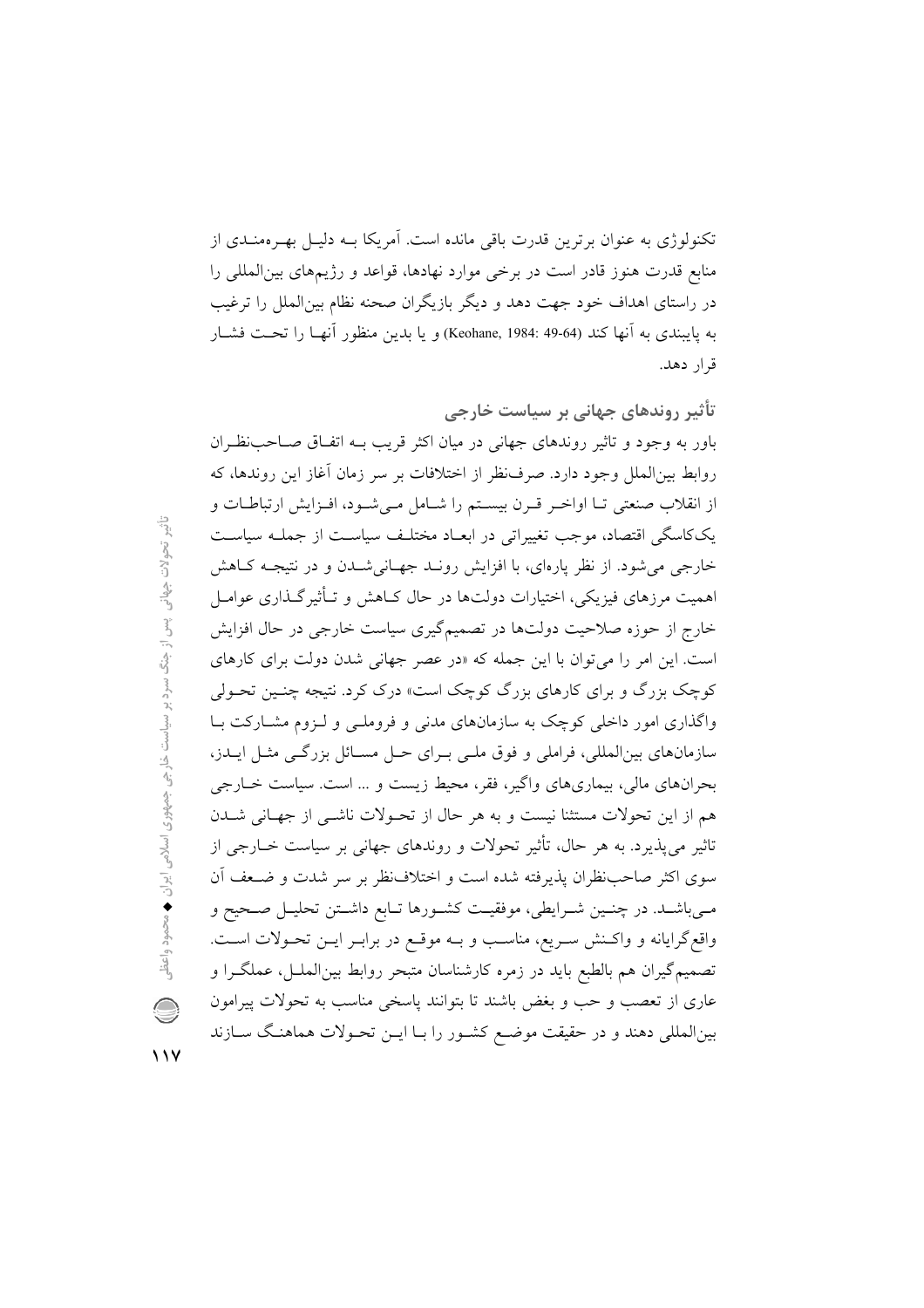تکنولوژی به عنوان برترین قدرت باقی مانده است. آمریکا بـه دلیـل بهـره‌منـدی از منابع قدرت هنوز قادر است در برخی موارد نهادها، قواعد و رژیم‌های بین‌المللی را در راستای اهداف خود جهت دهد و دیگر بازیگران صحنه نظام بین‌الملل را ترغیب به پایبندی به آنها کند (Keohane, 1984: 49-64) و یا بدین منظور آنهـا را تحـت فشـار قرار دهد.

## تأثیر روندهای جهانی بر سیاست خارجی

باور به وجود و تاثیر روندهای جهانی در میان اکثر قریب بـه اتفـاق صـاحب‌نظـران روابط بین‌الملل وجود دارد. صرف‌نظر از اختلافات بر سر زمان آغاز این روندها، که از انقلاب صنعتی تـا اواخـر قـرن بیسـتم را شـامل مـی‌شـود، افـزایش ارتباطـات و یک‌کاسگی اقتصاد، موجب تغییراتی در ابعـاد مختلـف سیاسـت از جملـه سیاسـت خارجی می‌شود. از نظر پاره‌ای، با افزایش رونـد جهـانی‌شـدن و در نتیجـه کـاهش اهمیت مرزهای فیزیکی، اختیارات دولت‌ها در حال کـاهش و تـأثیرگـذاری عوامـل خارج از حوزه صلاحیت دولت‌ها در تصمیم‌گیری سیاست خارجی در حال افزایش است. این امر را می‌توان با این جمله که «در عصر جهانی شدن دولت برای کارهای کوچک بزرگ و برای کارهای بزرگ کوچک است» درک کرد. نتیجه چنـین تحـولی واگذاری امور داخلی کوچک به سازمان‌های مدنی و فروملـی و لـزوم مشـارکت بـا سازمان‌های بین‌المللی، فراملی و فوق ملـی بـرای حـل مسـائل بزرگـی مثـل ایـدز، بحران‌های مالی، بیماری‌های واگیر، فقر، محیط زیست و ... است. سیاست خـارجی هم از این تحولات مستثنا نیست و به هر حال از تحـولات ناشـی از جهـانی شـدن تاثیر می‌پذیرد. به هر حال، تأثیر تحولات و روندهای جهانی بر سیاست خـارجی از سوی اکثر صاحب‌نظران پذیرفته شده است و اختلاف‌نظر بر سر شدت و ضـعف آن مـی‌باشـد. در چنـین شـرایطی، موفقیـت کشـورها تـابع داشـتن تحلیـل صـحیح و واقع‌گرایانه و واکـنش سـریع، مناسـب و بـه موقـع در برابـر ایـن تحـولات اسـت. تصمیم‌گیران هم بالطبع باید در زمره کارشناسان متبحر روابط بین‌الملـل، عملگـرا و عاری از تعصب و حب و بغض باشند تا بتوانند پاسخی مناسب به تحولات پیرامون بین‌المللی دهند و در حقیقت موضـع کشـور را بـا ایـن تحـولات هماهنـگ سـازند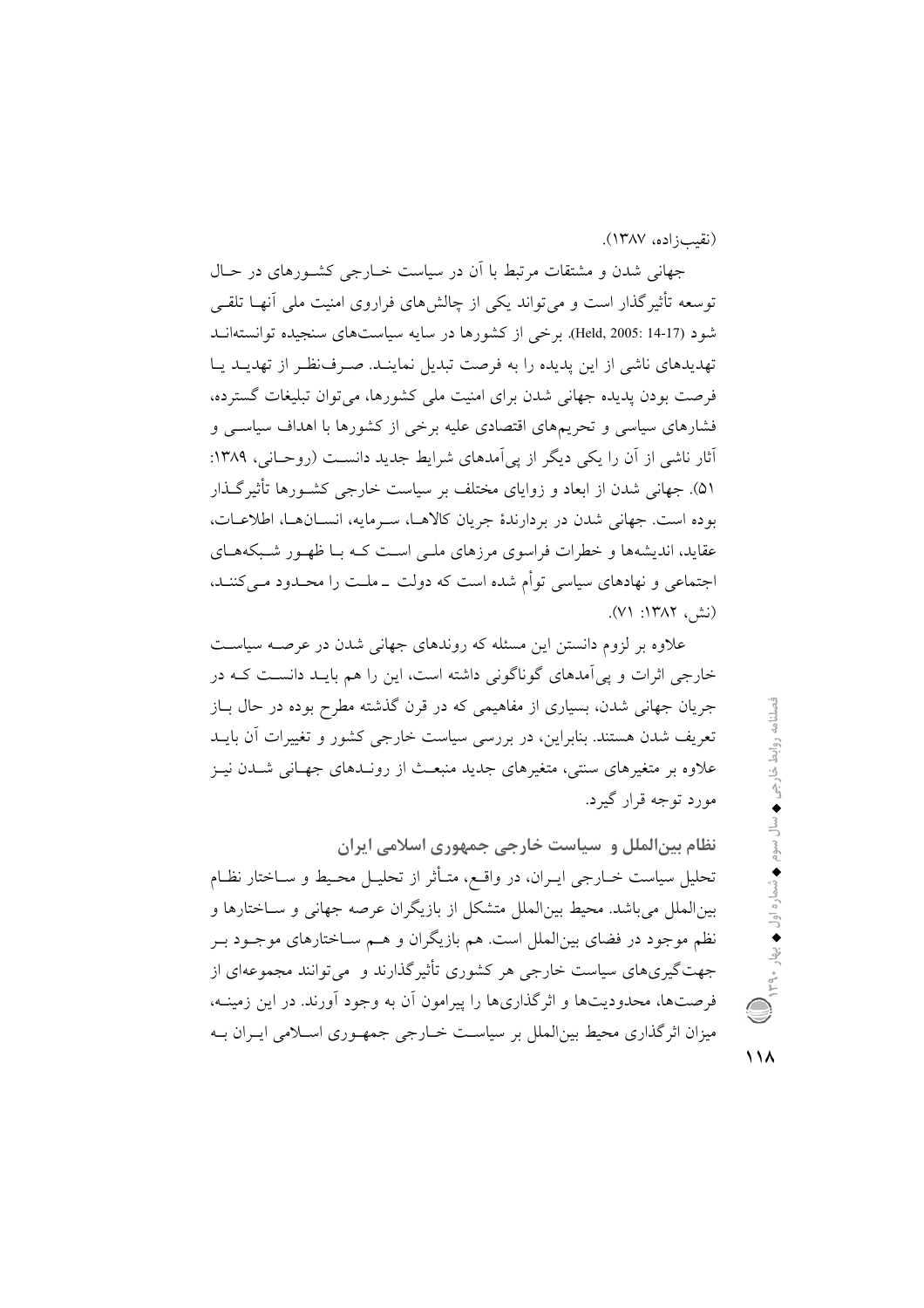(نقیب‌زاده، ۱۳۸۷).

جهانی شدن و مشتقات مرتبط با آن در سیاست خارجی کشورهای در حال توسعه تأثیرگذار است و می‌تواند یکی از چالش‌های فراروی امنیت ملی آنها تلقی شود (Held, 2005: 14-17). برخی از کشورها در سایه سیاست‌های سنجیده توانسته‌اند تهدیدهای ناشی از این پدیده را به فرصت تبدیل نمایند. صرف‌نظر از تهدید یا فرصت بودن پدیده جهانی شدن برای امنیت ملی کشورها، می‌توان تبلیغات گسترده، فشارهای سیاسی و تحریم‌های اقتصادی علیه برخی از کشورها با اهداف سیاسی و آثار ناشی از آن را یکی دیگر از پی‌آمدهای شرایط جدید دانست (روحانی، ۱۳۸۹: ۵۱). جهانی شدن از ابعاد و زوایای مختلف بر سیاست خارجی کشورها تأثیرگذار بوده است. جهانی شدن در بردارندهٔ جریان کالاها، سرمایه، انسان‌ها، اطلاعات، عقاید، اندیشه‌ها و خطرات فراسوی مرزهای ملی است که با ظهور شبکه‌های اجتماعی و نهادهای سیاسی توأم شده است که دولت ـ ملت را محدود می‌کنند، (نش، ۱۳۸۲: ۷۱).

علاوه بر لزوم دانستن این مسئله که روندهای جهانی شدن در عرصه سیاست خارجی اثرات و پی‌آمدهای گوناگونی داشته است، این را هم باید دانست که در جریان جهانی شدن، بسیاری از مفاهیمی که در قرن گذشته مطرح بوده در حال باز تعریف شدن هستند. بنابراین، در بررسی سیاست خارجی کشور و تغییرات آن باید علاوه بر متغیرهای سنتی، متغیرهای جدید منبعث از روندهای جهانی شدن نیز مورد توجه قرار گیرد.

## نظام بین‌الملل و سیاست خارجی جمهوری اسلامی ایران

تحلیل سیاست خارجی ایران، در واقع، متأثر از تحلیل محیط و ساختار نظام بین‌الملل می‌باشد. محیط بین‌الملل متشکل از بازیگران عرصه جهانی و ساختارها و نظم موجود در فضای بین‌الملل است. هم بازیگران و هم ساختارهای موجود بر جهت‌گیری‌های سیاست خارجی هر کشوری تأثیرگذارند و می‌توانند مجموعه‌ای از فرصت‌ها، محدودیت‌ها و اثرگذاری‌ها را پیرامون آن به وجود آورند. در این زمینه، میزان اثرگذاری محیط بین‌الملل بر سیاست خارجی جمهوری اسلامی ایران به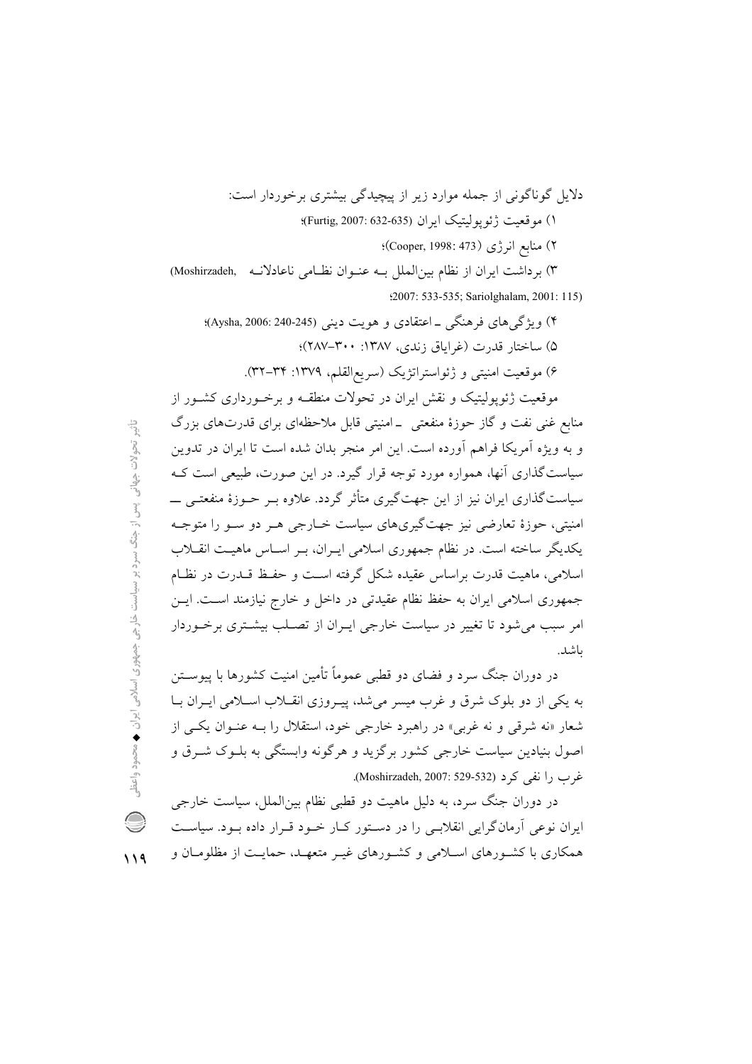دلایل گوناگونی از جمله موارد زیر از پیچیدگی بیشتری برخوردار است:

۱) موقعیت ژئوپولیتیک ایران (Furtig, 2007: 632-635)؛

۲) منابع انرژی (Cooper, 1998: 473)؛

۳) برداشت ایران از نظام بین‌الملل بـه عنـوان نظـامی ناعادلانـه (Moshirzadeh, 2007: 533-535; Sariolghalam, 2001: 115)؛

۴) ویژگی‌های فرهنگی ـ اعتقادی و هویت دینی (Aysha, 2006: 240-245)؛

۵) ساختار قدرت (غرایاق زندی، ۱۳۸۷: ۳۰۰–۲۸۷)؛

۶) موقعیت امنیتی و ژئواستراتژیک (سریع‌القلم، ۱۳۷۹: ۳۴–۳۲).

موقعیت ژئوپولیتیک و نقش ایران در تحولات منطقـه و برخـورداری کشـور از منابع غنی نفت و گاز حوزهٔ منفعتی ـ امنیتی قابل ملاحظه‌ای برای قدرت‌های بزرگ و به ویژه آمریکا فراهم آورده است. این امر منجر بدان شده است تا ایران در تدوین سیاست‌گذاری آنها، همواره مورد توجه قرار گیرد. در این صورت، طبیعی است کـه سیاست‌گذاری ایران نیز از این جهت‌گیری متأثر گردد. علاوه بـر حـوزهٔ منفعتـی ــ امنیتی، حوزهٔ تعارضی نیز جهت‌گیری‌های سیاست خـارجی هـر دو سـو را متوجـه یکدیگر ساخته است. در نظام جمهوری اسلامی ایـران، بـر اسـاس ماهیـت انقـلاب اسلامی، ماهیت قدرت براساس عقیده شکل گرفته اسـت و حفـظ قـدرت در نظـام جمهوری اسلامی ایران به حفظ نظام عقیدتی در داخل و خارج نیازمند اسـت. ایـن امر سبب می‌شود تا تغییر در سیاست خارجی ایـران از تصـلب بیشـتری برخـوردار باشد.

در دوران جنگ سرد و فضای دو قطبی عموماً تأمین امنیت کشورها با پیوسـتن به یکی از دو بلوک شرق و غرب میسر می‌شد، پیـروزی انقـلاب اسـلامی ایـران بـا شعار «نه شرقی و نه غربی» در راهبرد خارجی خود، استقلال را بـه عنـوان یکـی از اصول بنیادین سیاست خارجی کشور برگزید و هرگونه وابستگی به بلـوک شـرق و غرب را نفی کرد (Moshirzadeh, 2007: 529-532).

در دوران جنگ سرد، به دلیل ماهیت دو قطبی نظام بین‌الملل، سیاست خارجی ایران نوعی آرمان‌گرایی انقلابـی را در دسـتور کـار خـود قـرار داده بـود. سیاسـت همکاری با کشـورهای اسـلامی و کشـورهای غیـر متعهـد، حمایـت از مظلومـان و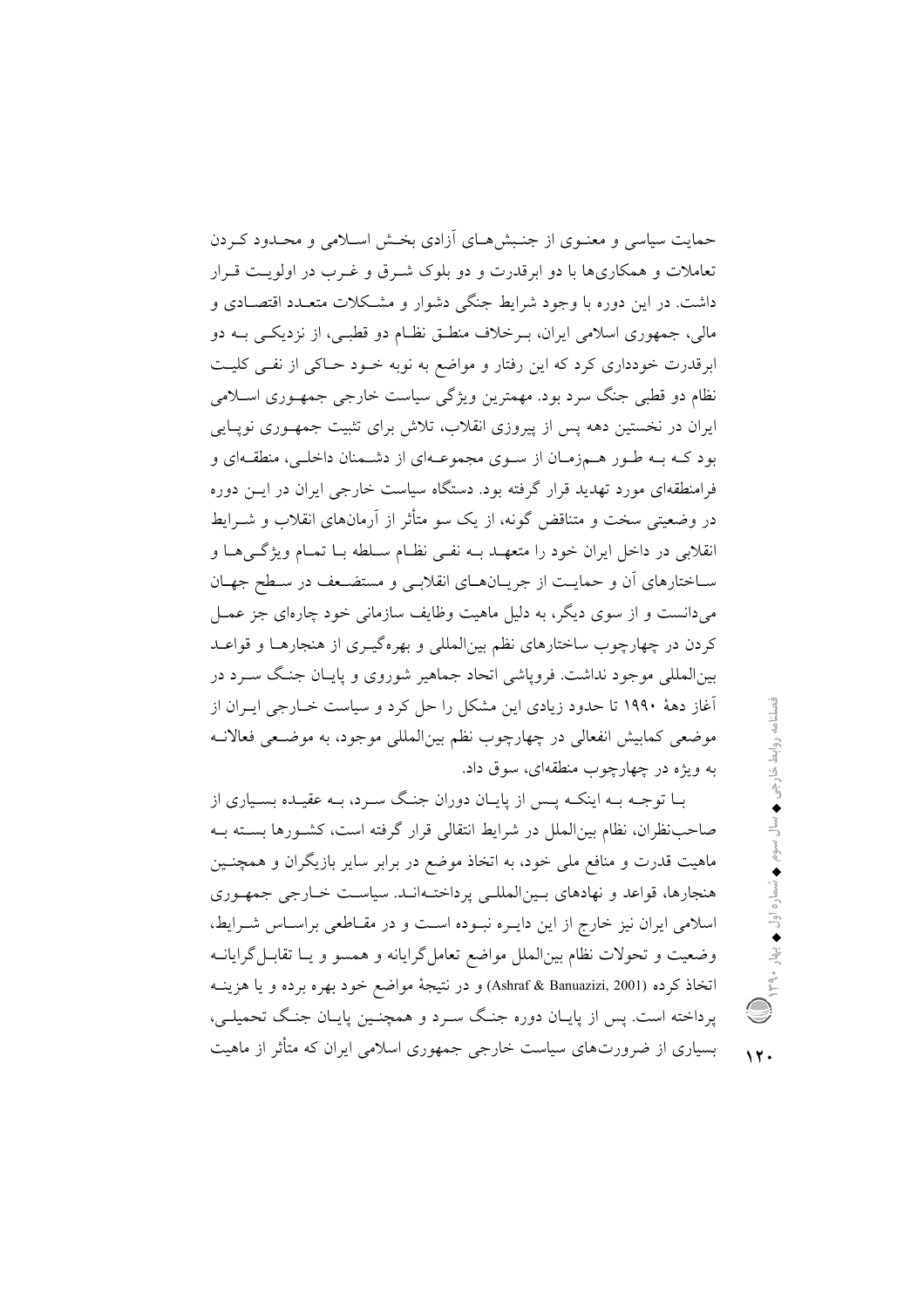حمایت سیاسی و معنوی از جنبش‌های آزادی بخش اسلامی و محدود کردن تعاملات و همکاری‌ها با دو ابرقدرت و دو بلوک شرق و غرب در اولویت قرار داشت. در این دوره با وجود شرایط جنگی دشوار و مشکلات متعدد اقتصادی و مالی، جمهوری اسلامی ایران، برخلاف منطق نظام دو قطبی، از نزدیکی به دو ابرقدرت خودداری کرد که این رفتار و مواضع به نوبه خود حاکی از نفی کلیت نظام دو قطبی جنگ سرد بود. مهمترین ویژگی سیاست خارجی جمهوری اسلامی ایران در نخستین دهه پس از پیروزی انقلاب، تلاش برای تثبیت جمهوری نوپایی بود که به طور همزمان از سوی مجموعه‌ای از دشمنان داخلی، منطقه‌ای و فرامنطقه‌ای مورد تهدید قرار گرفته بود. دستگاه سیاست خارجی ایران در این دوره در وضعیتی سخت و متناقض گونه، از یک سو متأثر از آرمان‌های انقلاب و شرایط انقلابی در داخل ایران خود را متعهد به نفی نظام سلطه با تمام ویژگی‌ها و ساختارهای آن و حمایت از جریان‌های انقلابی و مستضعف در سطح جهان می‌دانست و از سوی دیگر، به دلیل ماهیت وظایف سازمانی خود چاره‌ای جز عمل کردن در چهارچوب ساختارهای نظم بین‌المللی و بهره‌گیری از هنجارها و قواعد بین‌المللی موجود نداشت. فروپاشی اتحاد جماهیر شوروی و پایان جنگ سرد در آغاز دهۀ ۱۹۹۰ تا حدود زیادی این مشکل را حل کرد و سیاست خارجی ایران از موضعی کمابیش انفعالی در چهارچوب نظم بین‌المللی موجود، به موضعی فعالانه به ویژه در چهارچوب منطقه‌ای، سوق داد.

با توجه به اینکه پس از پایان دوران جنگ سرد، به عقیده بسیاری از صاحب‌نظران، نظام بین‌الملل در شرایط انتقالی قرار گرفته است، کشورها بسته به ماهیت قدرت و منافع ملی خود، به اتخاذ موضع در برابر سایر بازیگران و همچنین هنجارها، قواعد و نهادهای بین‌المللی پرداخته‌اند. سیاست خارجی جمهوری اسلامی ایران نیز خارج از این دایره نبوده است و در مقاطعی براساس شرایط، وضعیت و تحولات نظام بین‌الملل مواضع تعامل‌گرایانه و همسو و یا تقابل‌گرایانه اتخاذ کرده (Ashraf & Banuazizi, 2001) و در نتیجۀ مواضع خود بهره برده و یا هزینه پرداخته است. پس از پایان دوره جنگ سرد و همچنین پایان جنگ تحمیلی، بسیاری از ضرورت‌های سیاست خارجی جمهوری اسلامی ایران که متأثر از ماهیت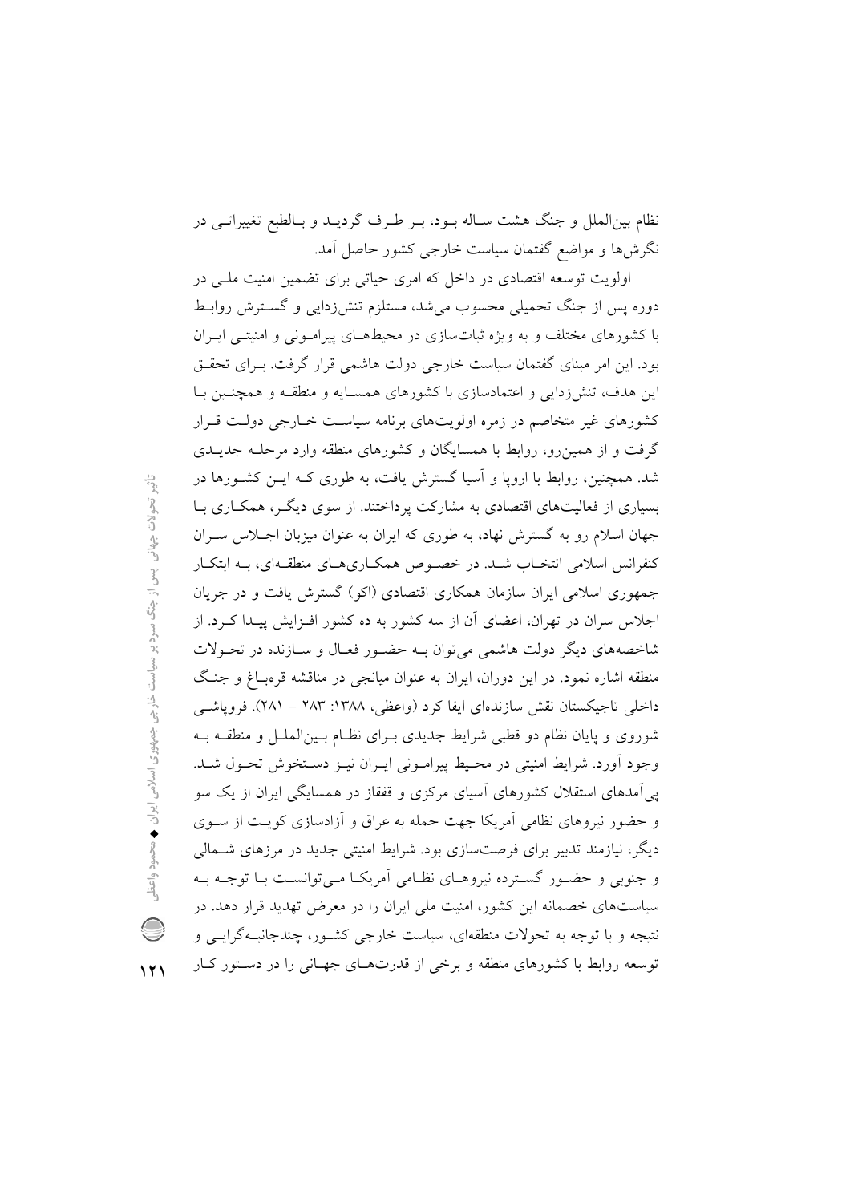نظام بین‌الملل و جنگ هشت ساله بود، بر طرف گردید و بالطبع تغییراتی در نگرش‌ها و مواضع گفتمان سیاست خارجی کشور حاصل آمد.

اولویت توسعه اقتصادی در داخل که امری حیاتی برای تضمین امنیت ملی در دوره پس از جنگ تحمیلی محسوب می‌شد، مستلزم تنش‌زدایی و گسترش روابط با کشورهای مختلف و به ویژه ثبات‌سازی در محیط‌های پیرامونی و امنیتی ایران بود. این امر مبنای گفتمان سیاست خارجی دولت هاشمی قرار گرفت. برای تحقق این هدف، تنش‌زدایی و اعتمادسازی با کشورهای همسایه و منطقه و همچنین با کشورهای غیر متخاصم در زمره اولویت‌های برنامه سیاست خارجی دولت قرار گرفت و از همین‌رو، روابط با همسایگان و کشورهای منطقه وارد مرحله جدیدی شد. همچنین، روابط با اروپا و آسیا گسترش یافت، به طوری که این کشورها در بسیاری از فعالیت‌های اقتصادی به مشارکت پرداختند. از سوی دیگر، همکاری با جهان اسلام رو به گسترش نهاد، به طوری که ایران به عنوان میزبان اجلاس سران کنفرانس اسلامی انتخاب شد. در خصوص همکاری‌های منطقه‌ای، به ابتکار جمهوری اسلامی ایران سازمان همکاری اقتصادی (اکو) گسترش یافت و در جریان اجلاس سران در تهران، اعضای آن از سه کشور به ده کشور افزایش پیدا کرد. از شاخصه‌های دیگر دولت هاشمی می‌توان به حضور فعال و سازنده در تحولات منطقه اشاره نمود. در این دوران، ایران به عنوان میانجی در مناقشه قره‌باغ و جنگ داخلی تاجیکستان نقش سازنده‌ای ایفا کرد (واعظی، ۱۳۸۸: ۲۸۳ - ۲۸۱). فروپاشی شوروی و پایان نظام دو قطبی شرایط جدیدی برای نظام بین‌الملل و منطقه به وجود آورد. شرایط امنیتی در محیط پیرامونی ایران نیز دستخوش تحول شد. پی‌آمدهای استقلال کشورهای آسیای مرکزی و قفقاز در همسایگی ایران از یک سو و حضور نیروهای نظامی آمریکا جهت حمله به عراق و آزادسازی کویت از سوی دیگر، نیازمند تدبیر برای فرصت‌سازی بود. شرایط امنیتی جدید در مرزهای شمالی و جنوبی و حضور گسترده نیروهای نظامی آمریکا می‌توانست با توجه به سیاست‌های خصمانه این کشور، امنیت ملی ایران را در معرض تهدید قرار دهد. در نتیجه و با توجه به تحولات منطقه‌ای، سیاست خارجی کشور، چندجانبه‌گرایی و توسعه روابط با کشورهای منطقه و برخی از قدرت‌های جهانی را در دستور کار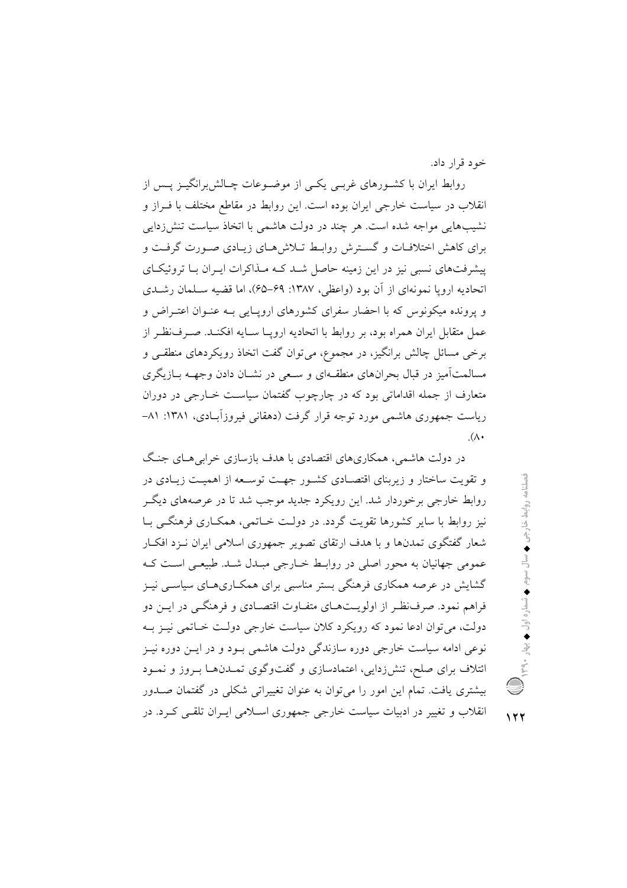خود قرار داد.

روابط ایران با کشورهای غربی یکی از موضوعات چالش‌برانگیز پس از انقلاب در سیاست خارجی ایران بوده است. این روابط در مقاطع مختلف با فراز و نشیب‌هایی مواجه شده است. هر چند در دولت هاشمی با اتخاذ سیاست تنش‌زدایی برای کاهش اختلافات و گسترش روابط تلاش‌های زیادی صورت گرفت و پیشرفت‌های نسبی نیز در این زمینه حاصل شد که مذاکرات ایران با ترویکای اتحادیه اروپا نمونه‌ای از آن بود (واعظی، ۱۳۸۷: ۶۹-۶۵)، اما قضیه سلمان رشدی و پرونده میکونوس که با احضار سفرای کشورهای اروپایی به عنوان اعتراض و عمل متقابل ایران همراه بود، بر روابط با اتحادیه اروپا سایه افکند. صرف‌نظر از برخی مسائل چالش برانگیز، در مجموع، می‌توان گفت اتخاذ رویکردهای منطقی و مسالمت‌آمیز در قبال بحران‌های منطقه‌ای و سعی در نشان دادن وجهه بازیگری متعارف از جمله اقداماتی بود که در چارچوب گفتمان سیاست خارجی در دوران ریاست جمهوری هاشمی مورد توجه قرار گرفت (دهقانی فیروزآبادی، ۱۳۸۱: ۸۱-۸۰).

در دولت هاشمی، همکاری‌های اقتصادی با هدف بازسازی خرابی‌های جنگ و تقویت ساختار و زیربنای اقتصادی کشور جهت توسعه از اهمیت زیادی در روابط خارجی برخوردار شد. این رویکرد جدید موجب شد تا در عرصه‌های دیگر نیز روابط با سایر کشورها تقویت گردد. در دولت خاتمی، همکاری فرهنگی با شعار گفتگوی تمدن‌ها و با هدف ارتقای تصویر جمهوری اسلامی ایران نزد افکار عمومی جهانیان به محور اصلی در روابط خارجی مبدل شد. طبیعی است که گشایش در عرصه همکاری فرهنگی بستر مناسبی برای همکاری‌های سیاسی نیز فراهم نمود. صرف‌نظر از اولویت‌های متفاوت اقتصادی و فرهنگی در این دو دولت، می‌توان ادعا نمود که رویکرد کلان سیاست خارجی دولت خاتمی نیز به نوعی ادامه سیاست خارجی دوره سازندگی دولت هاشمی بود و در این دوره نیز ائتلاف برای صلح، تنش‌زدایی، اعتمادسازی و گفت‌وگوی تمدن‌ها بروز و نمود بیشتری یافت. تمام این امور را می‌توان به عنوان تغییراتی شکلی در گفتمان صدور انقلاب و تغییر در ادبیات سیاست خارجی جمهوری اسلامی ایران تلقی کرد. در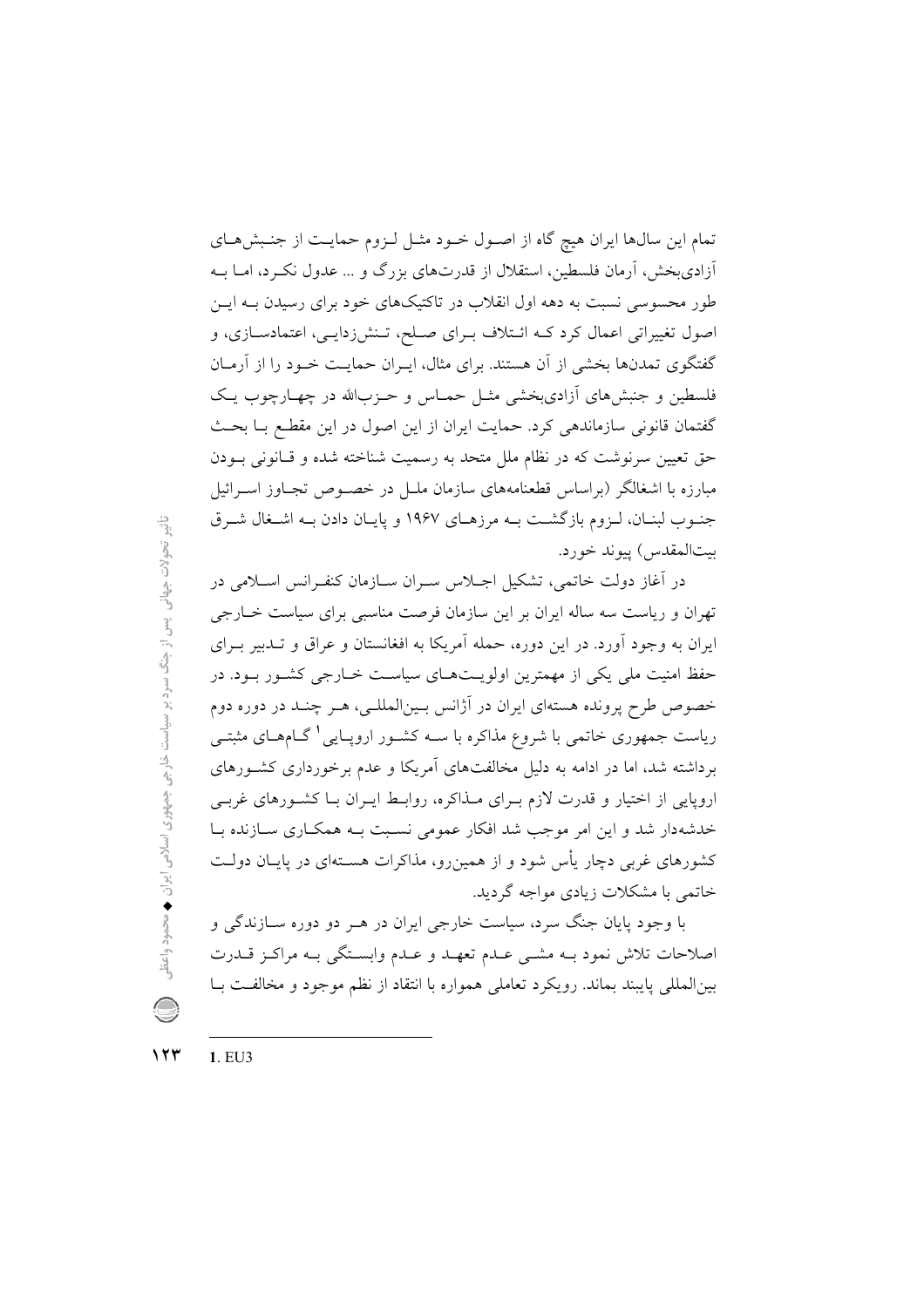تمام این سال‌ها ایران هیچ گاه از اصول خود مثل لزوم حمایت از جنبش‌های آزادی‌بخش، آرمان فلسطین، استقلال از قدرت‌های بزرگ و ... عدول نکرد، اما به طور محسوسی نسبت به دهه اول انقلاب در تاکتیک‌های خود برای رسیدن به این اصول تغییراتی اعمال کرد که ائتلاف برای صلح، تنش‌زدایی، اعتمادسازی، و گفتگوی تمدن‌ها بخشی از آن هستند. برای مثال، ایران حمایت خود را از آرمان فلسطین و جنبش‌های آزادی‌بخشی مثل حماس و حزب‌الله در چهارچوب یک گفتمان قانونی سازماندهی کرد. حمایت ایران از این اصول در این مقطع با بحث حق تعیین سرنوشت که در نظام ملل متحد به رسمیت شناخته شده و قانونی بودن مبارزه با اشغالگر (براساس قطعنامه‌های سازمان ملل در خصوص تجاوز اسرائیل جنوب لبنان، لزوم بازگشت به مرزهای ۱۹۶۷ و پایان دادن به اشغال شرق بیت‌المقدس) پیوند خورد.

در آغاز دولت خاتمی، تشکیل اجلاس سران سازمان کنفرانس اسلامی در تهران و ریاست سه ساله ایران بر این سازمان فرصت مناسبی برای سیاست خارجی ایران به وجود آورد. در این دوره، حمله آمریکا به افغانستان و عراق و تدبیر برای حفظ امنیت ملی یکی از مهمترین اولویت‌های سیاست خارجی کشور بود. در خصوص طرح پرونده هسته‌ای ایران در آژانس بین‌المللی، هر چند در دوره دوم ریاست جمهوری خاتمی با شروع مذاکره با سه کشور اروپایی[1] گام‌های مثبتی برداشته شد، اما در ادامه به دلیل مخالفت‌های آمریکا و عدم برخورداری کشورهای اروپایی از اختیار و قدرت لازم برای مذاکره، روابط ایران با کشورهای غربی خدشه‌دار شد و این امر موجب شد افکار عمومی نسبت به همکاری سازنده با کشورهای غربی دچار یأس شود و از همین‌رو، مذاکرات هسته‌ای در پایان دولت خاتمی با مشکلات زیادی مواجه گردید.

با وجود پایان جنگ سرد، سیاست خارجی ایران در هر دو دوره سازندگی و اصلاحات تلاش نمود به مشی عدم تعهد و عدم وابستگی به مراکز قدرت بین‌المللی پایبند بماند. رویکرد تعاملی همواره با انتقاد از نظم موجود و مخالفت با

---

1. EU3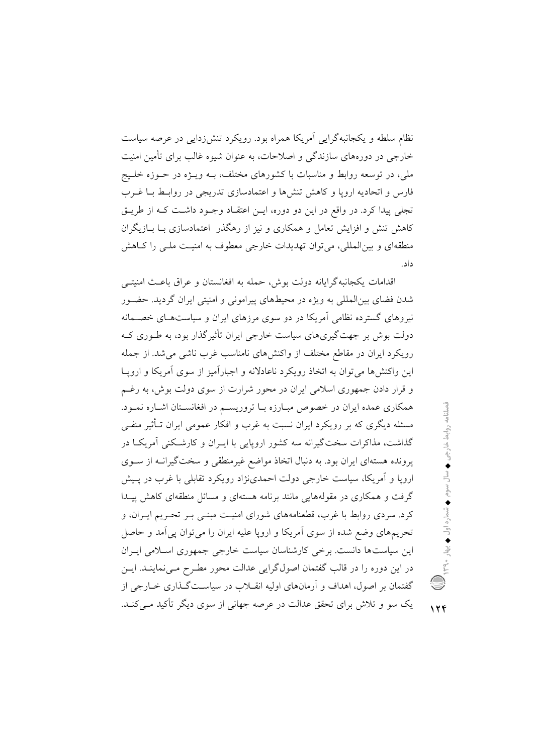نظام سلطه و یکجانبه‌گرایی آمریکا همراه بود. رویکرد تنش‌زدایی در عرصه سیاست خارجی در دوره‌های سازندگی و اصلاحات، به عنوان شیوه غالب برای تأمین امنیت ملی، در توسعه روابط و مناسبات با کشورهای مختلف، بـه ویـژه در حـوزه خلـیج فارس و اتحادیه اروپا و کاهش تنش‌ها و اعتمادسازی تدریجی در روابـط بـا غـرب تجلی پیدا کرد. در واقع در این دو دوره، ایـن اعتقـاد وجـود داشـت کـه از طریـق کاهش تنش و افزایش تعامل و همکاری و نیز از رهگذر اعتمادسازی بـا بـازیگران منطقه‌ای و بین‌المللی، می‌توان تهدیدات خارجی معطوف به امنیـت ملـی را کـاهش داد.

اقدامات یکجانبه‌گرایانه دولت بوش، حمله به افغانستان و عراق باعـث امنیتـی شدن فضای بین‌المللی به ویژه در محیط‌های پیرامونی و امنیتی ایران گردید. حضـور نیروهای گسترده نظامی آمریکا در دو سوی مرزهای ایران و سیاست‌هـای خصـمانه دولت بوش بر جهت‌گیری‌های سیاست خارجی ایران تأثیرگذار بود، به طـوری کـه رویکرد ایران در مقاطع مختلف از واکنش‌های نامناسب غرب ناشی می‌شد. از جمله این واکنش‌ها می‌توان به اتخاذ رویکرد ناعادلانه و اجبارآمیز از سوی آمریکا و اروپـا و قرار دادن جمهوری اسلامی ایران در محور شرارت از سوی دولت بوش، به رغـم همکاری عمده ایران در خصوص مبـارزه بـا تروریسـم در افغانسـتان اشـاره نمـود. مسئله دیگری که بر رویکرد ایران نسبت به غرب و افکار عمومی ایران تـأثیر منفـی گذاشت، مذاکرات سخت‌گیرانه سه کشور اروپایی با ایـران و کارشـکنی آمریکـا در پرونده هسته‌ای ایران بود. به دنبال اتخاذ مواضع غیرمنطقی و سخت‌گیرانـه از سـوی اروپا و آمریکا، سیاست خارجی دولت احمدی‌نژاد رویکرد تقابلی با غرب در پـیش گرفت و همکاری در مقوله‌هایی مانند برنامه هسته‌ای و مسائل منطقه‌ای کاهش پیـدا کرد. سردی روابط با غرب، قطعنامه‌های شورای امنیـت مبنـی بـر تحـریم ایـران، و تحریم‌های وضع شده از سوی آمریکا و اروپا علیه ایران را می‌توان پی‌آمد و حاصل این سیاست‌ها دانست. برخی کارشناسان سیاست خارجی جمهوری اسـلامی ایـران در این دوره را در قالب گفتمان اصول‌گرایی عدالت محور مطـرح مـی‌نماینـد. ایـن گفتمان بر اصول، اهداف و آرمان‌های اولیه انقـلاب در سیاسـت‌گـذاری خـارجی از یک سو و تلاش برای تحقق عدالت در عرصه جهانی از سوی دیگر تأکید مـی‌کنـد.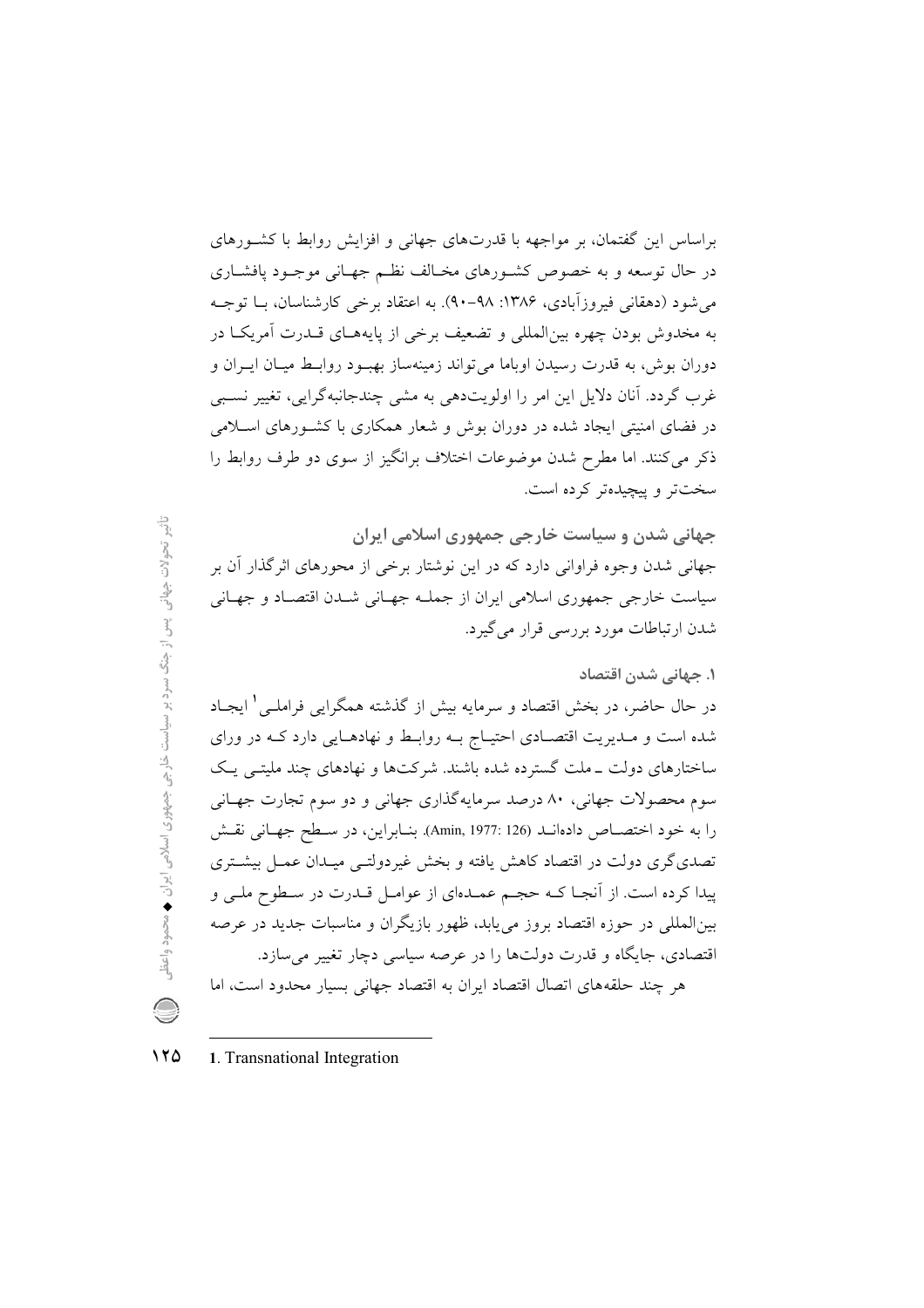براساس این گفتمان، بر مواجهه با قدرت‌های جهانی و افزایش روابط با کشورهای در حال توسعه و به خصوص کشورهای مخالف نظم جهانی موجود پافشاری می‌شود (دهقانی فیروزآبادی، ۱۳۸۶: ۹۸-۹۰). به اعتقاد برخی کارشناسان، با توجه به مخدوش بودن چهره بین‌المللی و تضعیف برخی از پایه‌های قدرت آمریکا در دوران بوش، به قدرت رسیدن اوباما می‌تواند زمینه‌ساز بهبود روابط میان ایران و غرب گردد. آنان دلایل این امر را اولویت‌دهی به مشی چندجانبه‌گرایی، تغییر نسبی در فضای امنیتی ایجاد شده در دوران بوش و شعار همکاری با کشورهای اسلامی ذکر می‌کنند. اما مطرح شدن موضوعات اختلاف برانگیز از سوی دو طرف روابط را سخت‌تر و پیچیده‌تر کرده است.

## جهانی شدن و سیاست خارجی جمهوری اسلامی ایران

جهانی شدن وجوه فراوانی دارد که در این نوشتار برخی از محورهای اثرگذار آن بر سیاست خارجی جمهوری اسلامی ایران از جمله جهانی شدن اقتصاد و جهانی شدن ارتباطات مورد بررسی قرار می‌گیرد.

### ۱. جهانی شدن اقتصاد

در حال حاضر، در بخش اقتصاد و سرمایه بیش از گذشته همگرایی فراملی[1] ایجاد شده است و مدیریت اقتصادی احتیاج به روابط و نهادهایی دارد که در ورای ساختارهای دولت ـ ملت گسترده شده باشند. شرکت‌ها و نهادهای چند ملیتی یک سوم محصولات جهانی، ۸۰ درصد سرمایه‌گذاری جهانی و دو سوم تجارت جهانی را به خود اختصاص داده‌اند (Amin, 1977: 126). بنابراین، در سطح جهانی نقش تصدی‌گری دولت در اقتصاد کاهش یافته و بخش غیردولتی میدان عمل بیشتری پیدا کرده است. از آنجا که حجم عمده‌ای از عوامل قدرت در سطوح ملی و بین‌المللی در حوزه اقتصاد بروز می‌یابد، ظهور بازیگران و مناسبات جدید در عرصه اقتصادی، جایگاه و قدرت دولت‌ها را در عرصه سیاسی دچار تغییر می‌سازد.

هر چند حلقه‌های اتصال اقتصاد ایران به اقتصاد جهانی بسیار محدود است، اما

---

1. Transnational Integration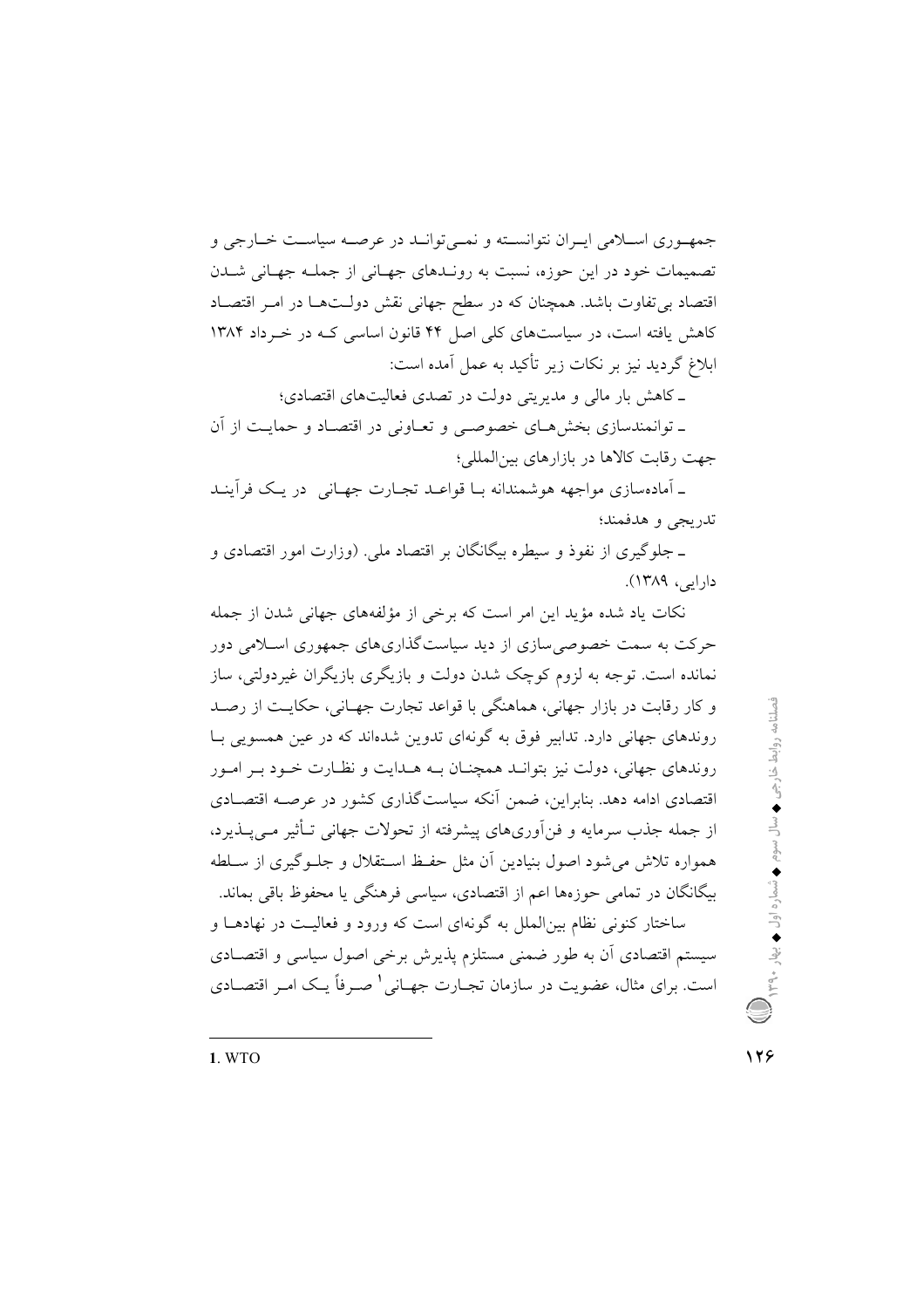جمهوری اسلامی ایران نتوانسته و نمی‌تواند در عرصه سیاست خارجی و تصمیمات خود در این حوزه، نسبت به روندهای جهانی از جمله جهانی شدن اقتصاد بی‌تفاوت باشد. همچنان که در سطح جهانی نقش دولت‌ها در امر اقتصاد کاهش یافته است، در سیاست‌های کلی اصل ۴۴ قانون اساسی که در خرداد ۱۳۸۴ ابلاغ گردید نیز بر نکات زیر تأکید به عمل آمده است:

ـ کاهش بار مالی و مدیریتی دولت در تصدی فعالیت‌های اقتصادی؛

ـ توانمندسازی بخش‌های خصوصی و تعاونی در اقتصاد و حمایت از آن جهت رقابت کالاها در بازارهای بین‌المللی؛

ـ آماده‌سازی مواجهه هوشمندانه با قواعد تجارت جهانی در یک فرآیند تدریجی و هدفمند؛

ـ جلوگیری از نفوذ و سیطره بیگانگان بر اقتصاد ملی. (وزارت امور اقتصادی و دارایی، ۱۳۸۹).

نکات یاد شده مؤید این امر است که برخی از مؤلفه‌های جهانی شدن از جمله حرکت به سمت خصوصی‌سازی از دید سیاست‌گذاری‌های جمهوری اسلامی دور نمانده است. توجه به لزوم کوچک شدن دولت و بازیگری بازیگران غیردولتی، ساز و کار رقابت در بازار جهانی، هماهنگی با قواعد تجارت جهانی، حکایت از رصد روندهای جهانی دارد. تدابیر فوق به گونه‌ای تدوین شده‌اند که در عین همسویی با روندهای جهانی، دولت نیز بتواند همچنان به هدایت و نظارت خود بر امور اقتصادی ادامه دهد. بنابراین، ضمن آنکه سیاست‌گذاری کشور در عرصه اقتصادی از جمله جذب سرمایه و فن‌آوری‌های پیشرفته از تحولات جهانی تأثیر می‌پذیرد، همواره تلاش می‌شود اصول بنیادین آن مثل حفظ استقلال و جلوگیری از سلطه بیگانگان در تمامی حوزه‌ها اعم از اقتصادی، سیاسی فرهنگی یا محفوظ باقی بماند.

ساختار کنونی نظام بین‌الملل به گونه‌ای است که ورود و فعالیت در نهادها و سیستم اقتصادی آن به طور ضمنی مستلزم پذیرش برخی اصول سیاسی و اقتصادی است. برای مثال، عضویت در سازمان تجارت جهانی[1] صرفاً یک امر اقتصادی

---

1. WTO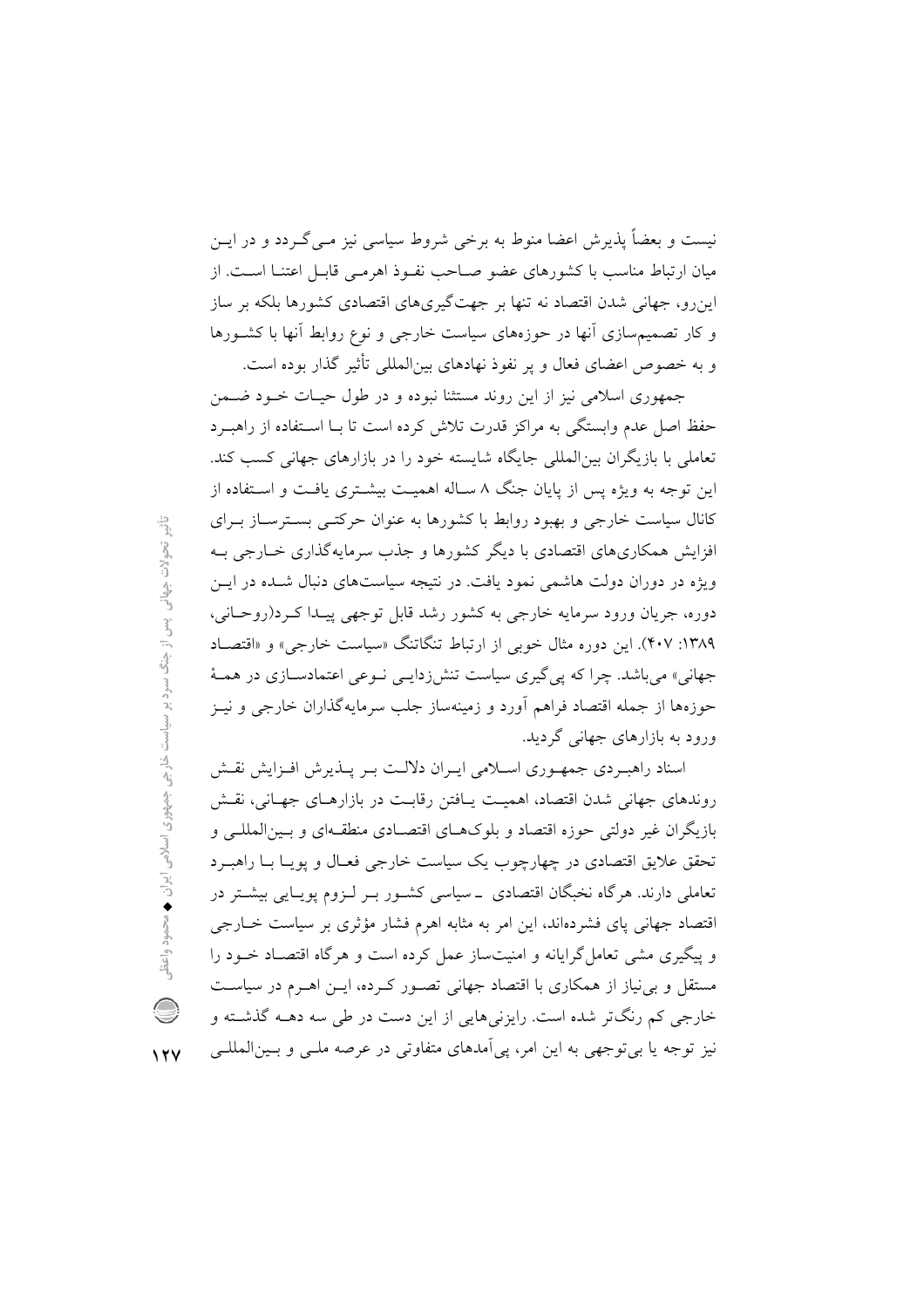نیست و بعضاً پذیرش اعضا منوط به برخی شروط سیاسی نیز می‌گردد و در این میان ارتباط مناسب با کشورهای عضو صاحب نفوذ اهرمی قابل اعتنا است. از این‌رو، جهانی شدن اقتصاد نه تنها بر جهت‌گیری‌های اقتصادی کشورها بلکه بر ساز و کار تصمیم‌سازی آنها در حوزه‌های سیاست خارجی و نوع روابط آنها با کشورها و به خصوص اعضای فعال و پر نفوذ نهادهای بین‌المللی تأثیر گذار بوده است.

جمهوری اسلامی نیز از این روند مستثنا نبوده و در طول حیات خود ضمن حفظ اصل عدم وابستگی به مراکز قدرت تلاش کرده است تا با استفاده از راهبرد تعاملی با بازیگران بین‌المللی جایگاه شایسته خود را در بازارهای جهانی کسب کند. این توجه به ویژه پس از پایان جنگ ۸ ساله اهمیت بیشتری یافت و استفاده از کانال سیاست خارجی و بهبود روابط با کشورها به عنوان حرکتی بسترساز برای افزایش همکاری‌های اقتصادی با دیگر کشورها و جذب سرمایه‌گذاری خارجی به ویژه در دوران دولت هاشمی نمود یافت. در نتیجه سیاست‌های دنبال شده در این دوره، جریان ورود سرمایه خارجی به کشور رشد قابل توجهی پیدا کرد(روحانی، ۱۳۸۹: ۴۰۷). این دوره مثال خوبی از ارتباط تنگاتنگ «سیاست خارجی» و «اقتصاد جهانی» می‌باشد. چرا که پی‌گیری سیاست تنش‌زدایی نوعی اعتمادسازی در همهٔ حوزه‌ها از جمله اقتصاد فراهم آورد و زمینه‌ساز جلب سرمایه‌گذاران خارجی و نیز ورود به بازارهای جهانی گردید.

اسناد راهبردی جمهوری اسلامی ایران دلالت بر پذیرش افزایش نقش روندهای جهانی شدن اقتصاد، اهمیت یافتن رقابت در بازارهای جهانی، نقش بازیگران غیر دولتی حوزه اقتصاد و بلوک‌های اقتصادی منطقه‌ای و بین‌المللی و تحقق علایق اقتصادی در چهارچوب یک سیاست خارجی فعال و پویا با راهبرد تعاملی دارند. هرگاه نخبگان اقتصادی ـ سیاسی کشور بر لزوم پویایی بیشتر در اقتصاد جهانی پای فشرده‌اند، این امر به مثابه اهرم فشار مؤثری بر سیاست خارجی و پیگیری مشی تعامل‌گرایانه و امنیت‌ساز عمل کرده است و هرگاه اقتصاد خود را مستقل و بی‌نیاز از همکاری با اقتصاد جهانی تصور کرده، این اهرم در سیاست خارجی کم رنگ‌تر شده است. رایزنی‌هایی از این دست در طی سه دهه گذشته و نیز توجه یا بی‌توجهی به این امر، پی‌آمدهای متفاوتی در عرصه ملی و بین‌المللی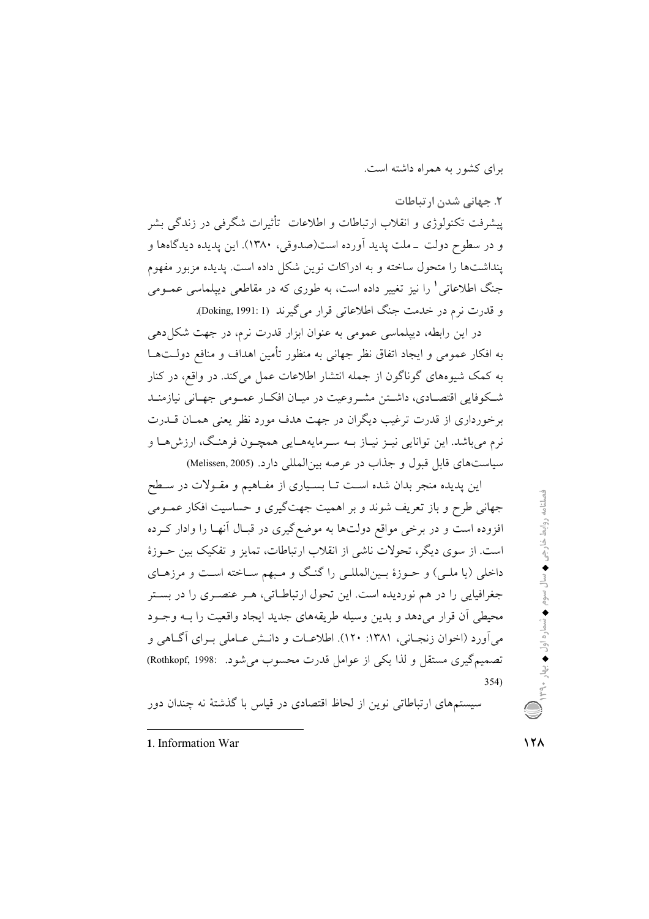برای کشور به همراه داشته است.

### ۲. جهانی شدن ارتباطات

پیشرفت تکنولوژی و انقلاب ارتباطات و اطلاعات تأثیرات شگرفی در زندگی بشر و در سطوح دولت ـ ملت پدید آورده است(صدوقی، ۱۳۸۰). این پدیده دیدگاه‌ها و پنداشت‌ها را متحول ساخته و به ادراکات نوین شکل داده است. پدیده مزبور مفهوم جنگ اطلاعاتی[1] را نیز تغییر داده است، به طوری که در مقاطعی دیپلماسی عمومی و قدرت نرم در خدمت جنگ اطلاعاتی قرار می‌گیرند (Doking, 1991: 1).

در این رابطه، دیپلماسی عمومی به عنوان ابزار قدرت نرم، در جهت شکل‌دهی به افکار عمومی و ایجاد اتفاق نظر جهانی به منظور تأمین اهداف و منافع دولت‌ها به کمک شیوه‌های گوناگون از جمله انتشار اطلاعات عمل می‌کند. در واقع، در کنار شکوفایی اقتصادی، داشتن مشروعیت در میان افکار عمومی جهانی نیازمند برخورداری از قدرت ترغیب دیگران در جهت هدف مورد نظر یعنی همان قدرت نرم می‌باشد. این توانایی نیز نیاز به سرمایه‌هایی همچون فرهنگ، ارزش‌ها و سیاست‌های قابل قبول و جذاب در عرصه بین‌المللی دارد. (Melissen, 2005)

این پدیده منجر بدان شده است تا بسیاری از مفاهیم و مقولات در سطح جهانی طرح و باز تعریف شوند و بر اهمیت جهت‌گیری و حساسیت افکار عمومی افزوده است و در برخی مواقع دولت‌ها به موضع‌گیری در قبال آنها را وادار کرده است. از سوی دیگر، تحولات ناشی از انقلاب ارتباطات، تمایز و تفکیک بین حوزهٔ داخلی (یا ملی) و حوزهٔ بین‌المللی را گنگ و مبهم ساخته است و مرزهای جغرافیایی را در هم نوردیده است. این تحول ارتباطاتی، هر عنصری را در بستر محیطی آن قرار می‌دهد و بدین وسیله طریقه‌های جدید ایجاد واقعیت را به وجود می‌آورد (اخوان زنجانی، ۱۳۸۱: ۱۲۰). اطلاعات و دانش عاملی برای آگاهی و تصمیم‌گیری مستقل و لذا یکی از عوامل قدرت محسوب می‌شود. (Rothkopf, 1998: 354)

سیستم‌های ارتباطاتی نوین از لحاظ اقتصادی در قیاس با گذشتهٔ نه چندان دور

---

1. Information War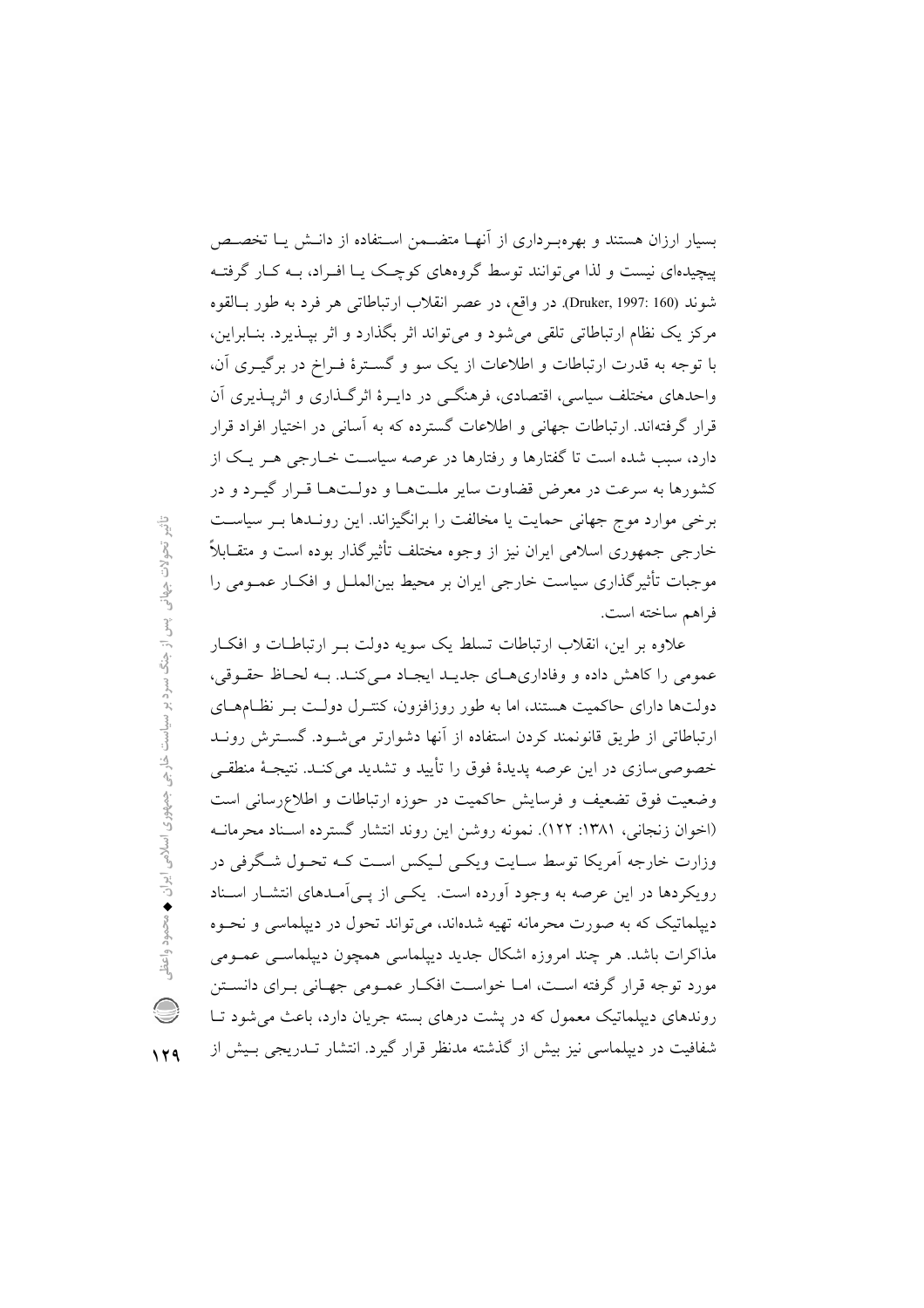بسیار ارزان هستند و بهره‌برداری از آنها متضمن استفاده از دانش یا تخصص پیچیده‌ای نیست و لذا می‌توانند توسط گروه‌های کوچک یا افراد، به کار گرفته شوند (Druker, 1997: 160). در واقع، در عصر انقلاب ارتباطاتی هر فرد به طور بالقوه مرکز یک نظام ارتباطاتی تلقی می‌شود و می‌تواند اثر بگذارد و اثر بپذیرد. بنابراین، با توجه به قدرت ارتباطات و اطلاعات از یک سو و گسترهٔ فراخ در برگیری آن، واحدهای مختلف سیاسی، اقتصادی، فرهنگی در دایرهٔ اثرگذاری و اثرپذیری آن قرار گرفته‌اند. ارتباطات جهانی و اطلاعات گسترده که به آسانی در اختیار افراد قرار دارد، سبب شده است تا گفتارها و رفتارها در عرصه سیاست خارجی هر یک از کشورها به سرعت در معرض قضاوت سایر ملت‌ها و دولت‌ها قرار گیرد و در برخی موارد موج جهانی حمایت یا مخالفت را برانگیزاند. این روندها بر سیاست خارجی جمهوری اسلامی ایران نیز از وجوه مختلف تأثیرگذار بوده است و متقابلاً موجبات تأثیرگذاری سیاست خارجی ایران بر محیط بین‌الملل و افکار عمومی را فراهم ساخته است.

علاوه بر این، انقلاب ارتباطات تسلط یک سویه دولت بر ارتباطات و افکار عمومی را کاهش داده و وفاداری‌های جدید ایجاد می‌کند. به لحاظ حقوقی، دولت‌ها دارای حاکمیت هستند، اما به طور روزافزون، کنترل دولت بر نظام‌های ارتباطاتی از طریق قانونمند کردن استفاده از آنها دشوارتر می‌شود. گسترش روند خصوصی‌سازی در این عرصه پدیدهٔ فوق را تأیید و تشدید می‌کند. نتیجهٔ منطقی وضعیت فوق تضعیف و فرسایش حاکمیت در حوزه ارتباطات و اطلاع‌رسانی است (اخوان زنجانی، ۱۳۸۱: ۱۲۲). نمونه روشن این روند انتشار گسترده اسناد محرمانه وزارت خارجه آمریکا توسط سایت ویکی لیکس است که تحول شگرفی در رویکردها در این عرصه به وجود آورده است. یکی از پی‌آمدهای انتشار اسناد دیپلماتیک که به صورت محرمانه تهیه شده‌اند، می‌تواند تحول در دیپلماسی و نحوه مذاکرات باشد. هر چند امروزه اشکال جدید دیپلماسی همچون دیپلماسی عمومی مورد توجه قرار گرفته است، اما خواست افکار عمومی جهانی برای دانستن روندهای دیپلماتیک معمول که در پشت درهای بسته جریان دارد، باعث می‌شود تا شفافیت در دیپلماسی نیز بیش از گذشته مدنظر قرار گیرد. انتشار تدریجی بیش از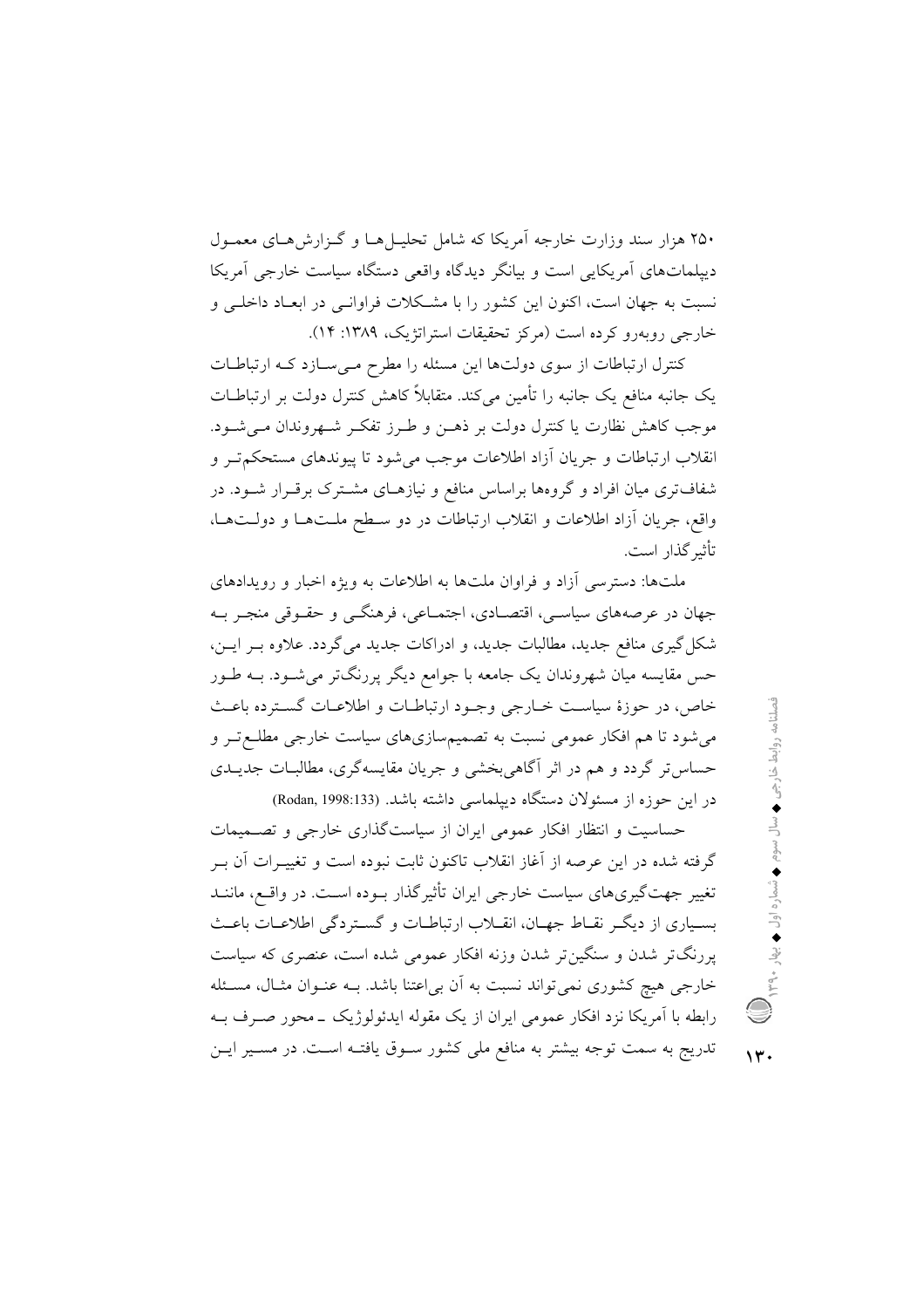۲۵۰ هزار سند وزارت خارجه آمریکا که شامل تحلیل‌ها و گزارش‌های معمول دیپلمات‌های آمریکایی است و بیانگر دیدگاه واقعی دستگاه سیاست خارجی آمریکا نسبت به جهان است، اکنون این کشور را با مشکلات فراوانی در ابعاد داخلی و خارجی روبه‌رو کرده است (مرکز تحقیقات استراتژیک، ۱۳۸۹: ۱۴).

کنترل ارتباطات از سوی دولت‌ها این مسئله را مطرح می‌سازد که ارتباطات یک جانبه منافع یک جانبه را تأمین می‌کند. متقابلاً کاهش کنترل دولت بر ارتباطات موجب کاهش نظارت یا کنترل دولت بر ذهن و طرز تفکر شهروندان می‌شود. انقلاب ارتباطات و جریان آزاد اطلاعات موجب می‌شود تا پیوندهای مستحکم‌تر و شفاف‌تری میان افراد و گروه‌ها براساس منافع و نیازهای مشترک برقرار شود. در واقع، جریان آزاد اطلاعات و انقلاب ارتباطات در دو سطح ملت‌ها و دولت‌ها، تأثیرگذار است.

ملت‌ها: دسترسی آزاد و فراوان ملت‌ها به اطلاعات به ویژه اخبار و رویدادهای جهان در عرصه‌های سیاسی، اقتصادی، اجتماعی، فرهنگی و حقوقی منجر به شکل‌گیری منافع جدید، مطالبات جدید، و ادراکات جدید می‌گردد. علاوه بر این، حس مقایسه میان شهروندان یک جامعه با جوامع دیگر پررنگ‌تر می‌شود. به طور خاص، در حوزهٔ سیاست خارجی وجود ارتباطات و اطلاعات گسترده باعث می‌شود تا هم افکار عمومی نسبت به تصمیم‌سازی‌های سیاست خارجی مطلع‌تر و حساس‌تر گردد و هم در اثر آگاهی‌بخشی و جریان مقایسه‌گری، مطالبات جدیدی در این حوزه از مسئولان دستگاه دیپلماسی داشته باشد. (Rodan, 1998:133)

حساسیت و انتظار افکار عمومی ایران از سیاست‌گذاری خارجی و تصمیمات گرفته شده در این عرصه از آغاز انقلاب تاکنون ثابت نبوده است و تغییرات آن بر تغییر جهت‌گیری‌های سیاست خارجی ایران تأثیرگذار بوده است. در واقع، مانند بسیاری از دیگر نقاط جهان، انقلاب ارتباطات و گستردگی اطلاعات باعث پررنگ‌تر شدن و سنگین‌تر شدن وزنه افکار عمومی شده است، عنصری که سیاست خارجی هیچ کشوری نمی‌تواند نسبت به آن بی‌اعتنا باشد. به عنوان مثال، مسئله رابطه با آمریکا نزد افکار عمومی ایران از یک مقوله ایدئولوژیک ـ محور صرف به تدریج به سمت توجه بیشتر به منافع ملی کشور سوق یافته است. در مسیر این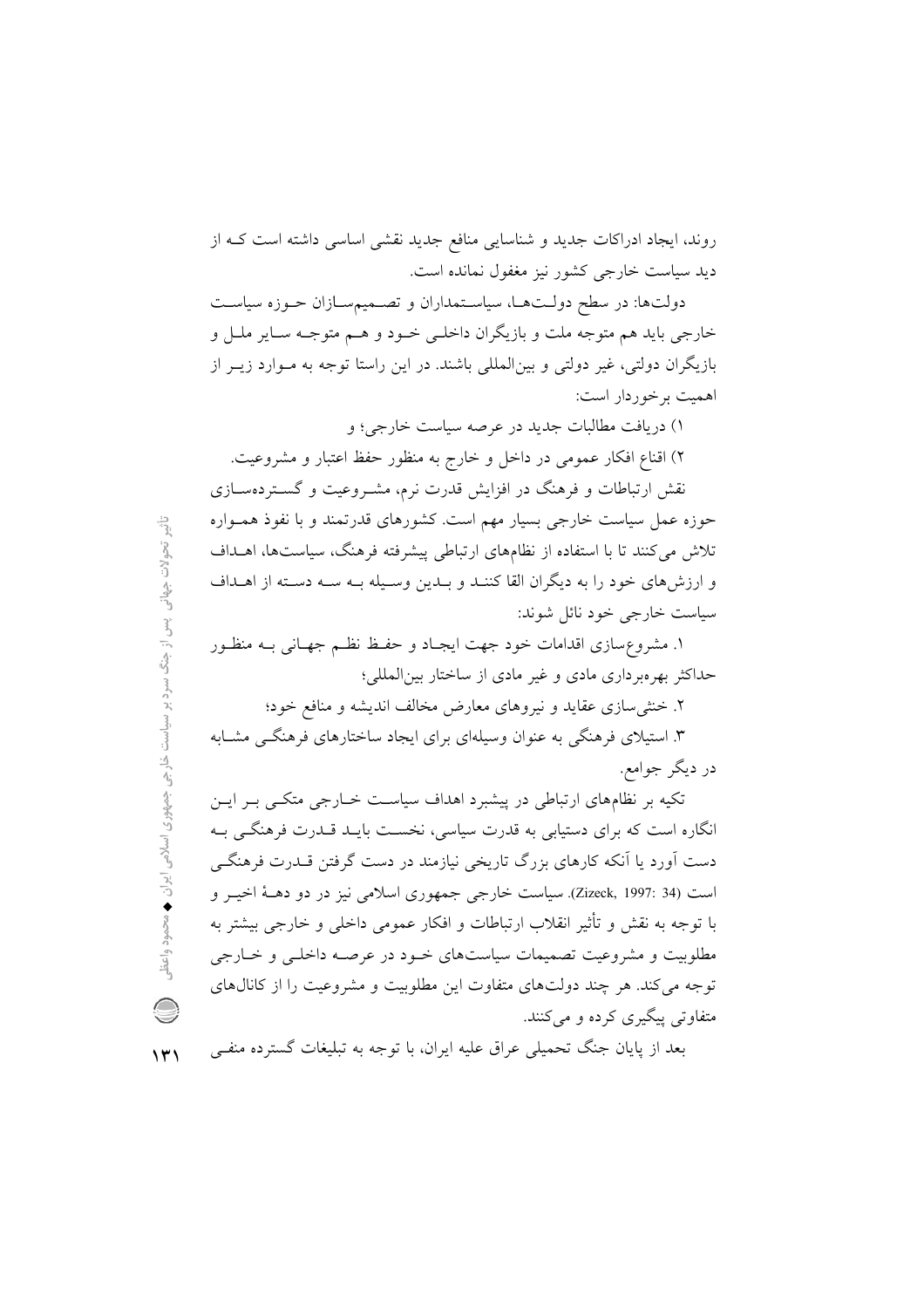روند، ایجاد ادراکات جدید و شناسایی منافع جدید نقشی اساسی داشته است کـه از دید سیاست خارجی کشور نیز مغفول نمانده است.

دولت‌ها: در سطح دولـت‌هـا، سیاسـتمداران و تصـمیم‌سـازان حـوزه سیاسـت خارجی باید هم متوجه ملت و بازیگران داخلـی خـود و هـم متوجـه سـایر ملـل و بازیگران دولتی، غیر دولتی و بین‌المللی باشند. در این راستا توجه به مـوارد زیـر از اهمیت برخوردار است:

۱) دریافت مطالبات جدید در عرصه سیاست خارجی؛ و

۲) اقناع افکار عمومی در داخل و خارج به منظور حفظ اعتبار و مشروعیت.

نقش ارتباطات و فرهنگ در افزایش قدرت نرم، مشـروعیت و گسـترده‌سـازی حوزه عمل سیاست خارجی بسیار مهم است. کشورهای قدرتمند و با نفوذ همـواره تلاش می‌کنند تا با استفاده از نظام‌های ارتباطی پیشرفته فرهنگ، سیاست‌ها، اهـداف و ارزش‌های خود را به دیگران القا کننـد و بـدین وسـیله بـه سـه دسـته از اهـداف سیاست خارجی خود نائل شوند:

۱. مشروع‌سازی اقدامات خود جهت ایجـاد و حفـظ نظـم جهـانی بـه منظـور حداکثر بهره‌برداری مادی و غیر مادی از ساختار بین‌المللی؛

۲. خنثی‌سازی عقاید و نیروهای معارض مخالف اندیشه و منافع خود؛

۳. استیلای فرهنگی به عنوان وسیله‌ای برای ایجاد ساختارهای فرهنگـی مشـابه در دیگر جوامع.

تکیه بر نظام‌های ارتباطی در پیشبرد اهداف سیاسـت خـارجی متکـی بـر ایـن انگاره است که برای دستیابی به قدرت سیاسی، نخسـت بایـد قـدرت فرهنگـی بـه دست آورد یا آنکه کارهای بزرگ تاریخی نیازمند در دست گرفتن قـدرت فرهنگـی است (Zizeck, 1997: 34). سیاست خارجی جمهوری اسلامی نیز در دو دهـهٔ اخیـر و با توجه به نقش و تأثیر انقلاب ارتباطات و افکار عمومی داخلی و خارجی بیشتر به مطلوبیت و مشروعیت تصمیمات سیاست‌های خـود در عرصـه داخلـی و خـارجی توجه می‌کند. هر چند دولت‌های متفاوت این مطلوبیت و مشروعیت را از کانال‌های متفاوتی پیگیری کرده و می‌کنند.

بعد از پایان جنگ تحمیلی عراق علیه ایران، با توجه به تبلیغات گسترده منفـی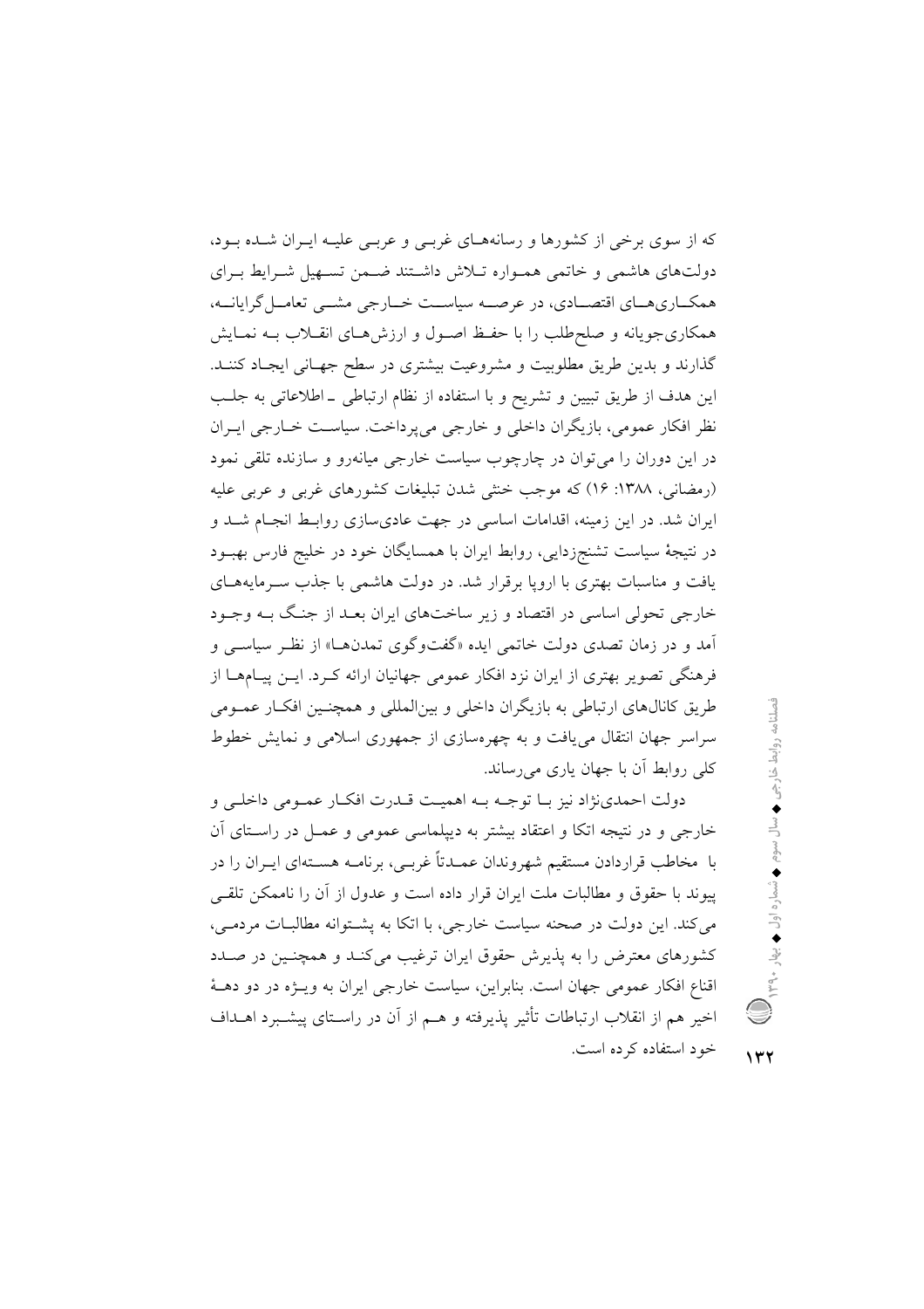که از سوی برخی از کشورها و رسانه‌های غربی و عربی علیه ایران شده بود، دولت‌های هاشمی و خاتمی همواره تلاش داشتند ضمن تسهیل شرایط برای همکاری‌های اقتصادی، در عرصه سیاست خارجی مشی تعامل‌گرایانه، همکاری‌جویانه و صلح‌طلب را با حفظ اصول و ارزش‌های انقلاب به نمایش گذارند و بدین طریق مطلوبیت و مشروعیت بیشتری در سطح جهانی ایجاد کنند. این هدف از طریق تبیین و تشریح و با استفاده از نظام ارتباطی ـ اطلاعاتی به جلب نظر افکار عمومی، بازیگران داخلی و خارجی می‌پرداخت. سیاست خارجی ایران در این دوران را می‌توان در چارچوب سیاست خارجی میانه‌رو و سازنده تلقی نمود (رمضانی، ۱۳۸۸: ۱۶) که موجب خنثی شدن تبلیغات کشورهای غربی و عربی علیه ایران شد. در این زمینه، اقدامات اساسی در جهت عادی‌سازی روابط انجام شد و در نتیجهٔ سیاست تشنج‌زدایی، روابط ایران با همسایگان خود در خلیج فارس بهبود یافت و مناسبات بهتری با اروپا برقرار شد. در دولت هاشمی با جذب سرمایه‌های خارجی تحولی اساسی در اقتصاد و زیر ساخت‌های ایران بعد از جنگ به وجود آمد و در زمان تصدی دولت خاتمی ایده «گفت‌وگوی تمدن‌ها» از نظر سیاسی و فرهنگی تصویر بهتری از ایران نزد افکار عمومی جهانیان ارائه کرد. این پیام‌ها از طریق کانال‌های ارتباطی به بازیگران داخلی و بین‌المللی و همچنین افکار عمومی سراسر جهان انتقال می‌یافت و به چهره‌سازی از جمهوری اسلامی و نمایش خطوط کلی روابط آن با جهان یاری می‌رساند.

دولت احمدی‌نژاد نیز با توجه به اهمیت قدرت افکار عمومی داخلی و خارجی و در نتیجه اتکا و اعتقاد بیشتر به دیپلماسی عمومی و عمل در راستای آن با مخاطب قراردادن مستقیم شهروندان عمدتاً غربی، برنامه هسته‌ای ایران را در پیوند با حقوق و مطالبات ملت ایران قرار داده است و عدول از آن را ناممکن تلقی می‌کند. این دولت در صحنه سیاست خارجی، با اتکا به پشتوانه مطالبات مردمی، کشورهای معترض را به پذیرش حقوق ایران ترغیب می‌کند و همچنین در صدد اقناع افکار عمومی جهان است. بنابراین، سیاست خارجی ایران به ویژه در دو دههٔ اخیر هم از انقلاب ارتباطات تأثیر پذیرفته و هم از آن در راستای پیشبرد اهداف خود استفاده کرده است.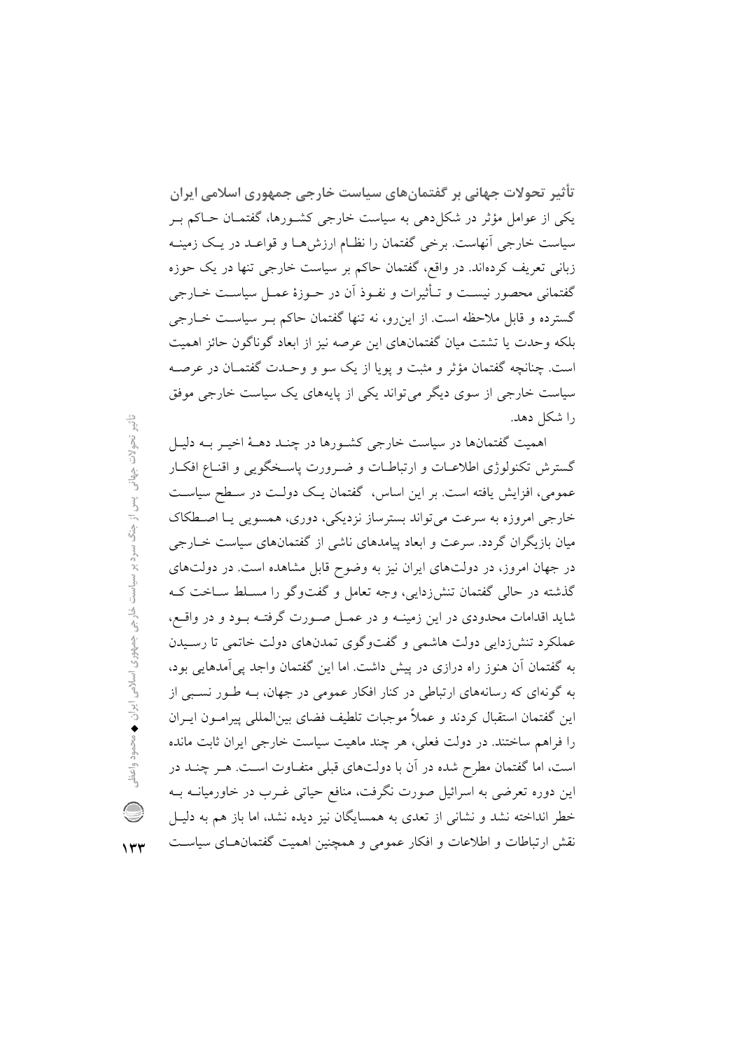### تأثیر تحولات جهانی بر گفتمان‌های سیاست خارجی جمهوری اسلامی ایران

یکی از عوامل مؤثر در شکل‌دهی به سیاست خارجی کشورها، گفتمان حاکم بر سیاست خارجی آنهاست. برخی گفتمان را نظام ارزش‌ها و قواعد در یک زمینه زبانی تعریف کرده‌اند. در واقع، گفتمان حاکم بر سیاست خارجی تنها در یک حوزه گفتمانی محصور نیست و تأثیرات و نفوذ آن در حوزهٔ عمل سیاست خارجی گسترده و قابل ملاحظه است. از این‌رو، نه تنها گفتمان حاکم بر سیاست خارجی بلکه وحدت یا تشتت میان گفتمان‌های این عرصه نیز از ابعاد گوناگون حائز اهمیت است. چنانچه گفتمان مؤثر و مثبت و پویا از یک سو و وحدت گفتمان در عرصه سیاست خارجی از سوی دیگر می‌تواند یکی از پایه‌های یک سیاست خارجی موفق را شکل دهد.

اهمیت گفتمان‌ها در سیاست خارجی کشورها در چند دههٔ اخیر به دلیل گسترش تکنولوژی اطلاعات و ارتباطات و ضرورت پاسخگویی و اقناع افکار عمومی، افزایش یافته است. بر این اساس، گفتمان یک دولت در سطح سیاست خارجی امروزه به سرعت می‌تواند بسترساز نزدیکی، دوری، همسویی یا اصطکاک میان بازیگران گردد. سرعت و ابعاد پیامدهای ناشی از گفتمان‌های سیاست خارجی در جهان امروز، در دولت‌های ایران نیز به وضوح قابل مشاهده است. در دولت‌های گذشته در حالی گفتمان تنش‌زدایی، وجه تعامل و گفت‌وگو را مسلط ساخت که شاید اقدامات محدودی در این زمینه و در عمل صورت گرفته بود و در واقع، عملکرد تنش‌زدایی دولت هاشمی و گفت‌وگوی تمدن‌های دولت خاتمی تا رسیدن به گفتمان آن هنوز راه درازی در پیش داشت. اما این گفتمان واجد پی‌آمدهایی بود، به گونه‌ای که رسانه‌های ارتباطی در کنار افکار عمومی در جهان، به طور نسبی از این گفتمان استقبال کردند و عملاً موجبات تلطیف فضای بین‌المللی پیرامون ایران را فراهم ساختند. در دولت فعلی، هر چند ماهیت سیاست خارجی ایران ثابت مانده است، اما گفتمان مطرح شده در آن با دولت‌های قبلی متفاوت است. هر چند در این دوره تعرضی به اسرائیل صورت نگرفت، منافع حیاتی غرب در خاورمیانه به خطر انداخته نشد و نشانی از تعدی به همسایگان نیز دیده نشد، اما باز هم به دلیل نقش ارتباطات و اطلاعات و افکار عمومی و همچنین اهمیت گفتمان‌های سیاست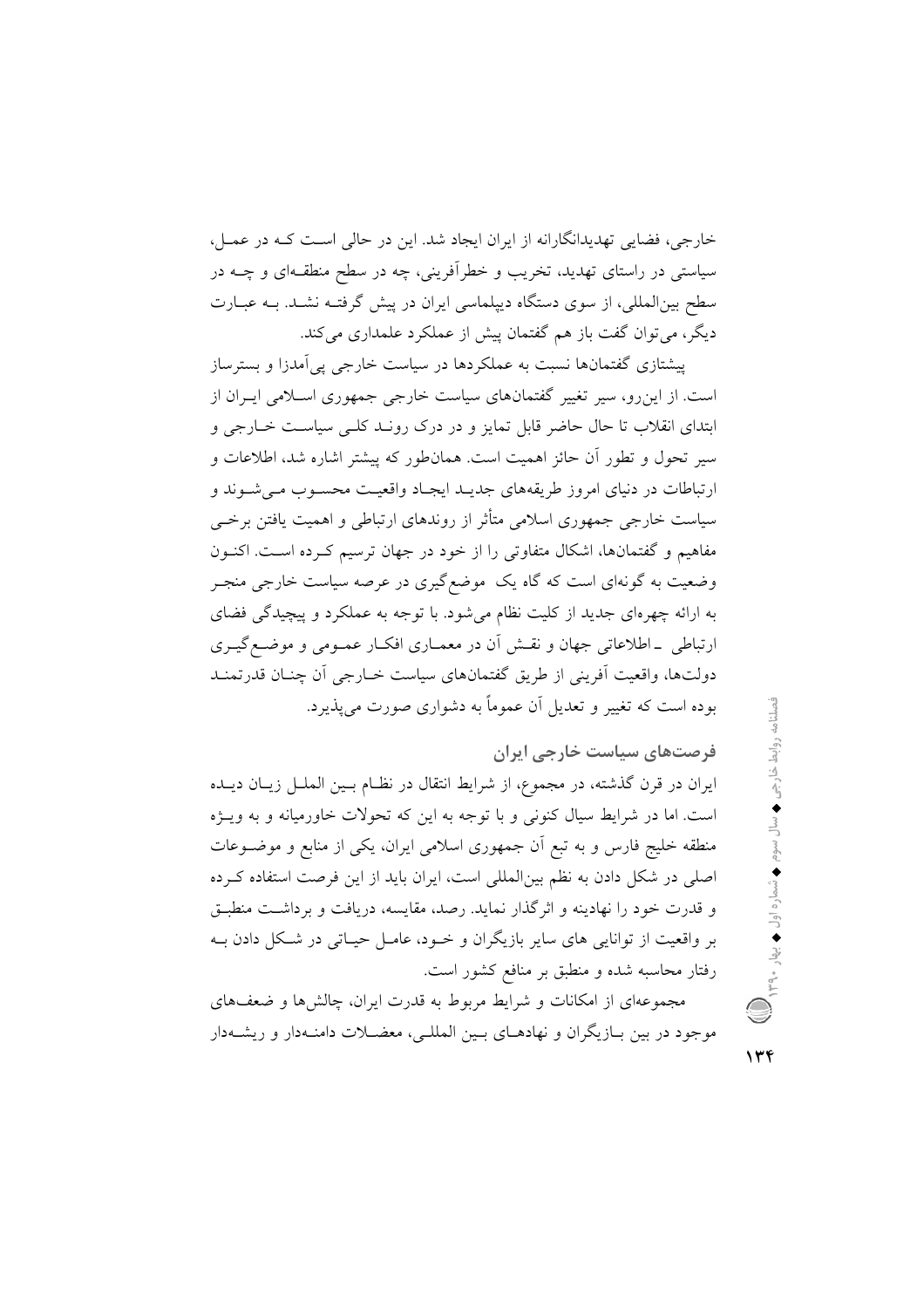خارجی، فضایی تهدیدانگارانه از ایران ایجاد شد. این در حالی است که در عمل، سیاستی در راستای تهدید، تخریب و خطرآفرینی، چه در سطح منطقه‌ای و چه در سطح بین‌المللی، از سوی دستگاه دیپلماسی ایران در پیش گرفته نشد. به عبارت دیگر، می‌توان گفت باز هم گفتمان پیش از عملکرد علمداری می‌کند.

پیشتازی گفتمان‌ها نسبت به عملکردها در سیاست خارجی پی‌آمدزا و بسترساز است. از این‌رو، سیر تغییر گفتمان‌های سیاست خارجی جمهوری اسلامی ایران از ابتدای انقلاب تا حال حاضر قابل تمایز و در درک روند کلی سیاست خارجی و سیر تحول و تطور آن حائز اهمیت است. همان‌طور که پیشتر اشاره شد، اطلاعات و ارتباطات در دنیای امروز طریقه‌های جدید ایجاد واقعیت محسوب می‌شوند و سیاست خارجی جمهوری اسلامی متأثر از روندهای ارتباطی و اهمیت یافتن برخی مفاهیم و گفتمان‌ها، اشکال متفاوتی را از خود در جهان ترسیم کرده است. اکنون وضعیت به گونه‌ای است که گاه یک موضع‌گیری در عرصه سیاست خارجی منجر به ارائه چهره‌ای جدید از کلیت نظام می‌شود. با توجه به عملکرد و پیچیدگی فضای ارتباطی ـ اطلاعاتی جهان و نقش آن در معماری افکار عمومی و موضع‌گیری دولت‌ها، واقعیت آفرینی از طریق گفتمان‌های سیاست خارجی آن چنان قدرتمند بوده است که تغییر و تعدیل آن عموماً به دشواری صورت می‌پذیرد.

### فرصت‌های سیاست خارجی ایران

ایران در قرن گذشته، در مجموع، از شرایط انتقال در نظام بین الملل زیان دیده است. اما در شرایط سیال کنونی و با توجه به این که تحولات خاورمیانه و به ویژه منطقه خلیج فارس و به تبع آن جمهوری اسلامی ایران، یکی از منابع و موضوعات اصلی در شکل دادن به نظم بین‌المللی است، ایران باید از این فرصت استفاده کرده و قدرت خود را نهادینه و اثرگذار نماید. رصد، مقایسه، دریافت و برداشت منطبق بر واقعیت از توانایی های سایر بازیگران و خود، عامل حیاتی در شکل دادن به رفتار محاسبه شده و منطبق بر منافع کشور است.

مجموعه‌ای از امکانات و شرایط مربوط به قدرت ایران، چالش‌ها و ضعف‌های موجود در بین بازیگران و نهادهای بین المللی، معضلات دامنه‌دار و ریشه‌دار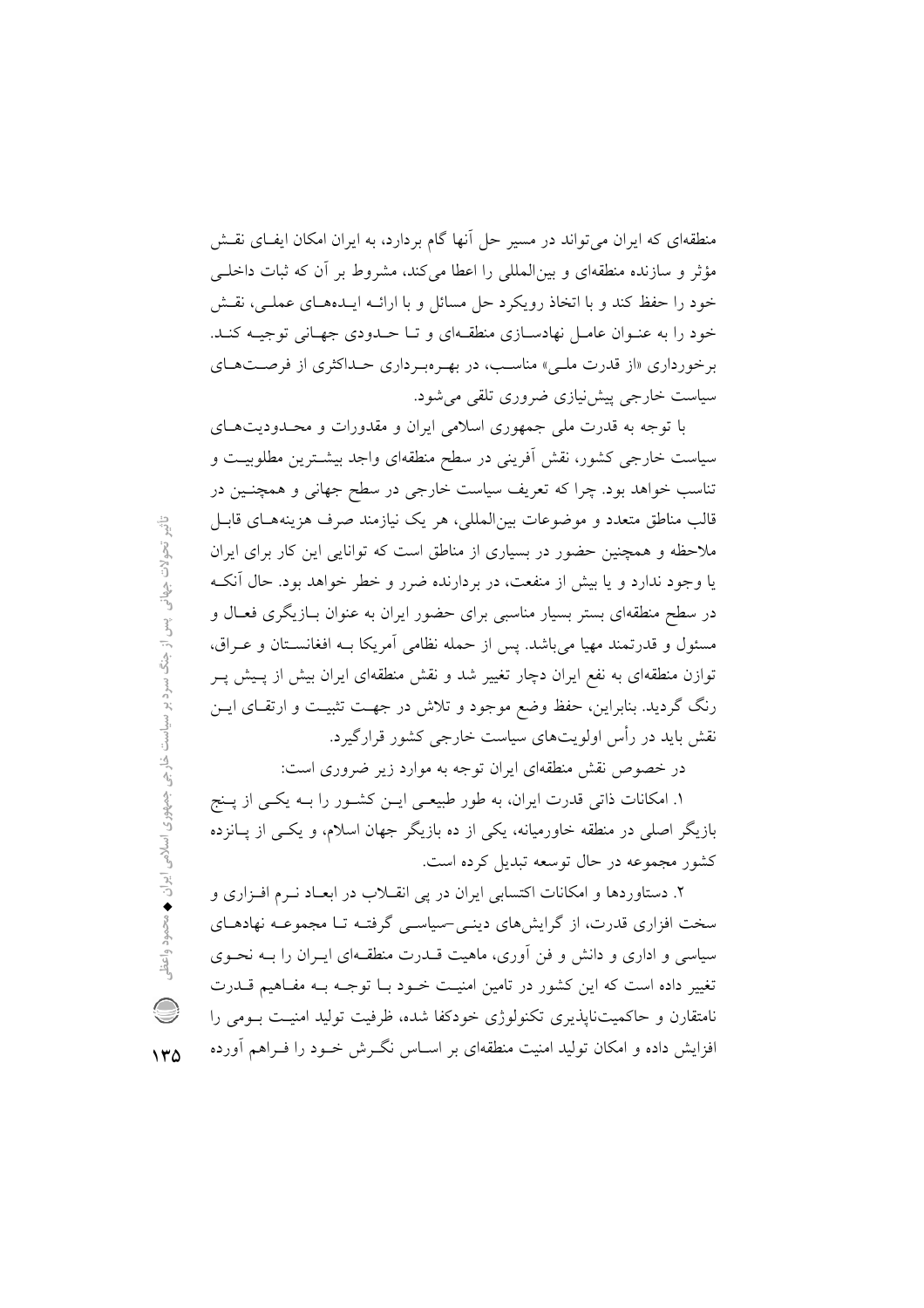منطقه‌ای که ایران می‌تواند در مسیر حل آنها گام بردارد، به ایران امکان ایفـای نقـش مؤثر و سازنده منطقه‌ای و بین‌المللی را اعطا می‌کند، مشروط بر آن که ثبات داخلـی خود را حفظ کند و با اتخاذ رویکرد حل مسائل و با ارائـه ایـده‌هـای عملـی، نقـش خود را به عنـوان عامـل نهادسـازی منطقـه‌ای و تـا حـدودی جهـانی توجیـه کنـد. برخورداری «از قدرت ملـی» مناسـب، در بهـره‌بـرداری حـداکثری از فرصـت‌هـای سیاست خارجی پیش‌نیازی ضروری تلقی می‌شود.

با توجه به قدرت ملی جمهوری اسلامی ایران و مقدورات و محـدودیت‌هـای سیاست خارجی کشور، نقش آفرینی در سطح منطقه‌ای واجد بیشـترین مطلوبیـت و تناسب خواهد بود. چرا که تعریف سیاست خارجی در سطح جهانی و همچنـین در قالب مناطق متعدد و موضوعات بین‌المللی، هر یک نیازمند صرف هزینه‌هـای قابـل ملاحظه و همچنین حضور در بسیاری از مناطق است که توانایی این کار برای ایران یا وجود ندارد و یا بیش از منفعت، در بردارنده ضرر و خطر خواهد بود. حال آنکـه در سطح منطقه‌ای بستر بسیار مناسبی برای حضور ایران به عنوان بـازیگری فعـال و مسئول و قدرتمند مهیا می‌باشد. پس از حمله نظامی آمریکا بـه افغانسـتان و عـراق، توازن منطقه‌ای به نفع ایران دچار تغییر شد و نقش منطقه‌ای ایران بیش از پـیش پـر رنگ گردید. بنابراین، حفظ وضع موجود و تلاش در جهـت تثبیـت و ارتقـای ایـن نقش باید در رأس اولویت‌های سیاست خارجی کشور قرارگیرد.

در خصوص نقش منطقه‌ای ایران توجه به موارد زیر ضروری است:

۱. امکانات ذاتی قدرت ایران، به طور طبیعـی ایـن کشـور را بـه یکـی از پـنج بازیگر اصلی در منطقه خاورمیانه، یکی از ده بازیگر جهان اسلام، و یکـی از پـانزده کشور مجموعه در حال توسعه تبدیل کرده است.

۲. دستاوردها و امکانات اکتسابی ایران در پی انقـلاب در ابعـاد نـرم افـزاری و سخت افزاری قدرت، از گرایش‌های دینـی–سیاسـی گرفتـه تـا مجموعـه نهادهـای سیاسی و اداری و دانش و فن آوری، ماهیت قـدرت منطقـه‌ای ایـران را بـه نحـوی تغییر داده است که این کشور در تامین امنیـت خـود بـا توجـه بـه مفـاهیم قـدرت نامتقارن و حاکمیت‌ناپذیری تکنولوژی خودکفا شده، ظرفیت تولید امنیـت بـومی را افزایش داده و امکان تولید امنیت منطقه‌ای بر اسـاس نگـرش خـود را فـراهم آورده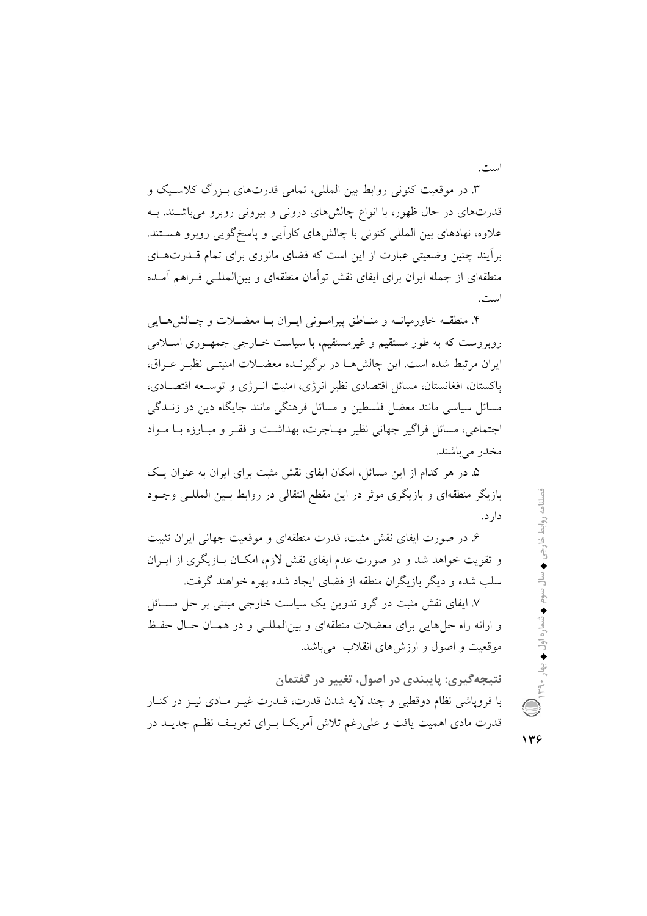است.

۳. در موقعیت کنونی روابط بین المللی، تمامی قدرت‌های بـزرگ کلاسـیک و قدرت‌های در حال ظهور، با انواع چالش‌های درونی و بیرونی روبرو می‌باشـند. بـه علاوه، نهادهای بین المللی کنونی با چالش‌های کارآیی و پاسخ‌گویی روبرو هسـتند. برآیند چنین وضعیتی عبارت از این است که فضای مانوری برای تمام قـدرت‌هـای منطقه‌ای از جمله ایران برای ایفای نقش توأمان منطقه‌ای و بین‌المللـی فـراهم آمـده است.

۴. منطقـه خاورمیانـه و منـاطق پیرامـونی ایـران بـا معضـلات و چـالش‌هـایی روبروست که به طور مستقیم و غیرمستقیم، با سیاست خـارجی جمهـوری اسـلامی ایران مرتبط شده است. این چالش‌هـا در برگیرنـده معضـلات امنیتـی نظیـر عـراق، پاکستان، افغانستان، مسائل اقتصادی نظیر انرژی، امنیت انـرژی و توسـعه اقتصـادی، مسائل سیاسی مانند معضل فلسطین و مسائل فرهنگی مانند جایگاه دین در زنـدگی اجتماعی، مسائل فراگیر جهانی نظیر مهـاجرت، بهداشـت و فقـر و مبـارزه بـا مـواد مخدر می‌باشند.

۵. در هر کدام از این مسائل، امکان ایفای نقش مثبت برای ایران به عنوان یـک بازیگر منطقه‌ای و بازیگری موثر در این مقطع انتقالی در روابط بـین المللـی وجـود دارد.

۶. در صورت ایفای نقش مثبت، قدرت منطقه‌ای و موقعیت جهانی ایران تثبیت و تقویت خواهد شد و در صورت عدم ایفای نقش لازم، امکـان بـازیگری از ایـران سلب شده و دیگر بازیگران منطقه از فضای ایجاد شده بهره خواهند گرفت.

۷. ایفای نقش مثبت در گرو تدوین یک سیاست خارجی مبتنی بر حل مسـائل و ارائه راه حل‌هایی برای معضلات منطقه‌ای و بین‌المللـی و در همـان حـال حفـظ موقعیت و اصول و ارزش‌های انقلاب می‌باشد.

## نتیجه‌گیری: پایبندی در اصول، تغییر در گفتمان

با فروپاشی نظام دوقطبی و چند لایه شدن قدرت، قـدرت غیـر مـادی نیـز در کنـار قدرت مادی اهمیت یافت و علی‌رغم تلاش آمریکـا بـرای تعریـف نظـم جدیـد در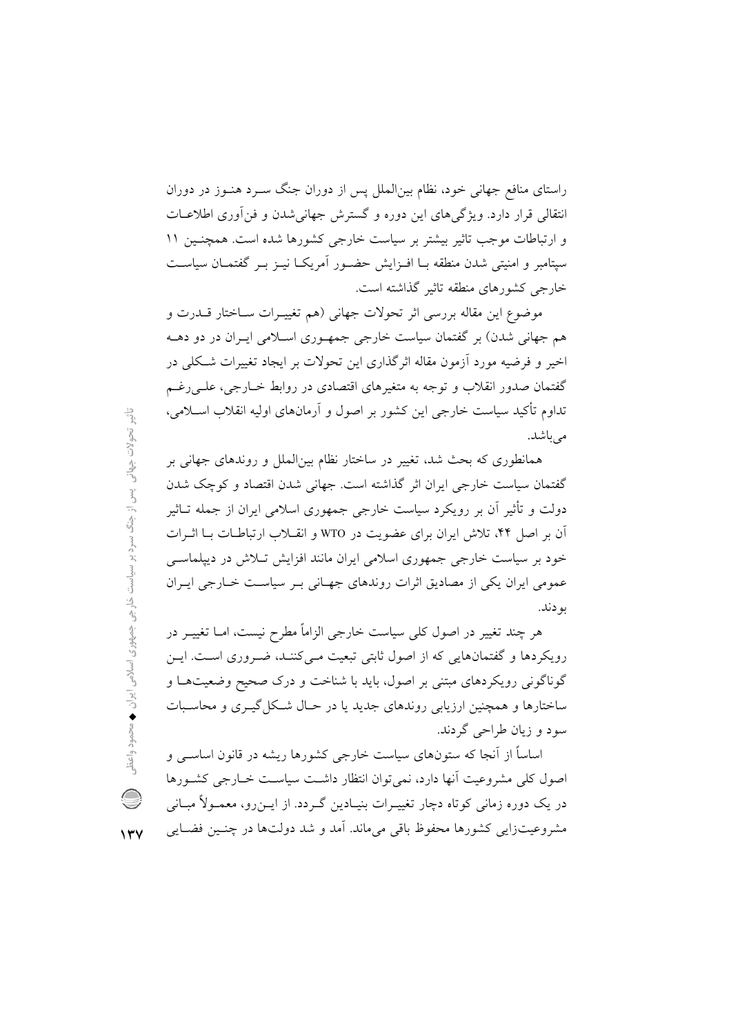راستای منافع جهانی خود، نظام بین‌الملل پس از دوران جنگ سرد هنوز در دوران انتقالی قرار دارد. ویژگی‌های این دوره و گسترش جهانی‌شدن و فن‌آوری اطلاعات و ارتباطات موجب تاثیر بیشتر بر سیاست خارجی کشورها شده است. همچنین ۱۱ سپتامبر و امنیتی شدن منطقه با افزایش حضور آمریکا نیز بر گفتمان سیاست خارجی کشورهای منطقه تاثیر گذاشته است.

موضوع این مقاله بررسی اثر تحولات جهانی (هم تغییرات ساختار قدرت و هم جهانی شدن) بر گفتمان سیاست خارجی جمهوری اسلامی ایران در دو دهه اخیر و فرضیه مورد آزمون مقاله اثرگذاری این تحولات بر ایجاد تغییرات شکلی در گفتمان صدور انقلاب و توجه به متغیرهای اقتصادی در روابط خارجی، علی‌رغم تداوم تأکید سیاست خارجی این کشور بر اصول و آرمان‌های اولیه انقلاب اسلامی، می‌باشد.

همانطوری که بحث شد، تغییر در ساختار نظام بین‌الملل و روندهای جهانی بر گفتمان سیاست خارجی ایران اثر گذاشته است. جهانی شدن اقتصاد و کوچک شدن دولت و تأثیر آن بر رویکرد سیاست خارجی جمهوری اسلامی ایران از جمله تاثیر آن بر اصل ۴۴، تلاش ایران برای عضویت در WTO و انقلاب ارتباطات با اثرات خود بر سیاست خارجی جمهوری اسلامی ایران مانند افزایش تلاش در دیپلماسی عمومی ایران یکی از مصادیق اثرات روندهای جهانی بر سیاست خارجی ایران بودند.

هر چند تغییر در اصول کلی سیاست خارجی الزاماً مطرح نیست، اما تغییر در رویکردها و گفتمان‌هایی که از اصول ثابتی تبعیت می‌کنند، ضروری است. این گوناگونی رویکردهای مبتنی بر اصول، باید با شناخت و درک صحیح وضعیت‌ها و ساختارها و همچنین ارزیابی روندهای جدید یا در حال شکل‌گیری و محاسبات سود و زیان طراحی گردند.

اساساً از آنجا که ستون‌های سیاست خارجی کشورها ریشه در قانون اساسی و اصول کلی مشروعیت آنها دارد، نمی‌توان انتظار داشت سیاست خارجی کشورها در یک دوره زمانی کوتاه دچار تغییرات بنیادین گردد. از این‌رو، معمولاً مبانی مشروعیت‌زایی کشورها محفوظ باقی می‌ماند. آمد و شد دولت‌ها در چنین فضایی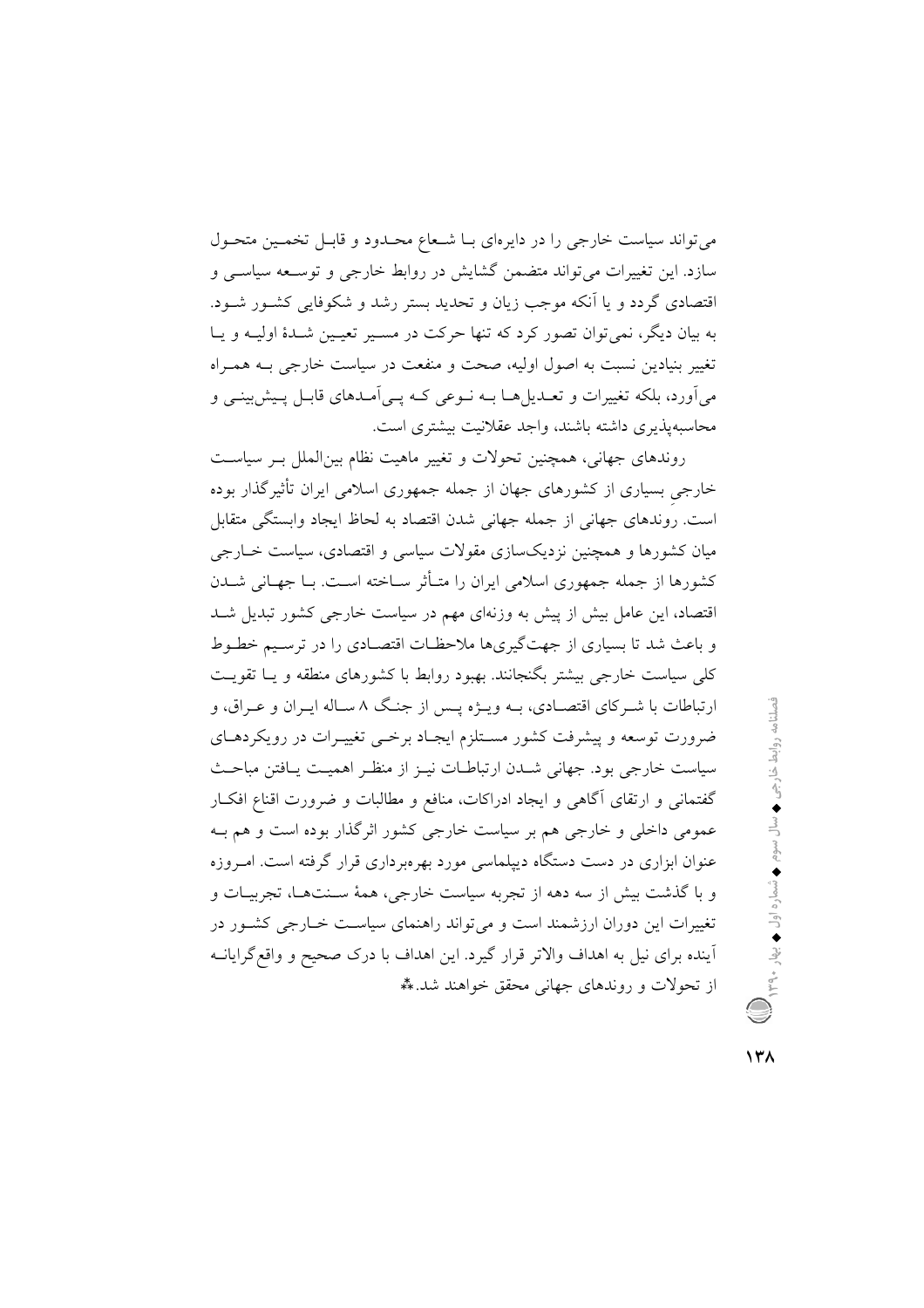می‌تواند سیاست خارجی را در دایره‌ای با شعاع محدود و قابل تخمین متحول سازد. این تغییرات می‌تواند متضمن گشایش در روابط خارجی و توسعه سیاسی و اقتصادی گردد و یا آنکه موجب زیان و تحدید بستر رشد و شکوفایی کشور شود. به بیان دیگر، نمی‌توان تصور کرد که تنها حرکت در مسیر تعیین شدهٔ اولیه و یا تغییر بنیادین نسبت به اصول اولیه، صحت و منفعت در سیاست خارجی به همراه می‌آورد، بلکه تغییرات و تعدیل‌ها به نوعی که پی‌آمدهای قابل پیش‌بینی و محاسبه‌پذیری داشته باشند، واجد عقلانیت بیشتری است.

روندهای جهانی، همچنین تحولات و تغییر ماهیت نظام بین‌الملل بر سیاست خارجیِ بسیاری از کشورهای جهان از جمله جمهوری اسلامی ایران تأثیرگذار بوده است. روندهای جهانی از جمله جهانی شدن اقتصاد به لحاظ ایجاد وابستگی متقابل میان کشورها و همچنین نزدیک‌سازی مقولات سیاسی و اقتصادی، سیاست خارجی کشورها از جمله جمهوری اسلامی ایران را متأثر ساخته است. با جهانی شدن اقتصاد، این عامل بیش از پیش به وزنه‌ای مهم در سیاست خارجی کشور تبدیل شد و باعث شد تا بسیاری از جهت‌گیری‌ها ملاحظات اقتصادی را در ترسیم خطوط کلی سیاست خارجی بیشتر بگنجانند. بهبود روابط با کشورهای منطقه و یا تقویت ارتباطات با شرکای اقتصادی، به ویژه پس از جنگ ۸ ساله ایران و عراق، و ضرورت توسعه و پیشرفت کشور مستلزم ایجاد برخی تغییرات در رویکردهای سیاست خارجی بود. جهانی شدن ارتباطات نیز از منظر اهمیت یافتن مباحث گفتمانی و ارتقای آگاهی و ایجاد ادراکات، منافع و مطالبات و ضرورت اقناع افکار عمومی داخلی و خارجی هم بر سیاست خارجی کشور اثرگذار بوده است و هم به عنوان ابزاری در دست دستگاه دیپلماسی مورد بهره‌برداری قرار گرفته است. امروزه و با گذشت بیش از سه دهه از تجربه سیاست خارجی، همهٔ سنت‌ها، تجربیات و تغییرات این دوران ارزشمند است و می‌تواند راهنمای سیاست خارجی کشور در آینده برای نیل به اهداف والاتر قرار گیرد. این اهداف با درک صحیح و واقع‌گرایانه از تحولات و روندهای جهانی محقق خواهند شد.⁂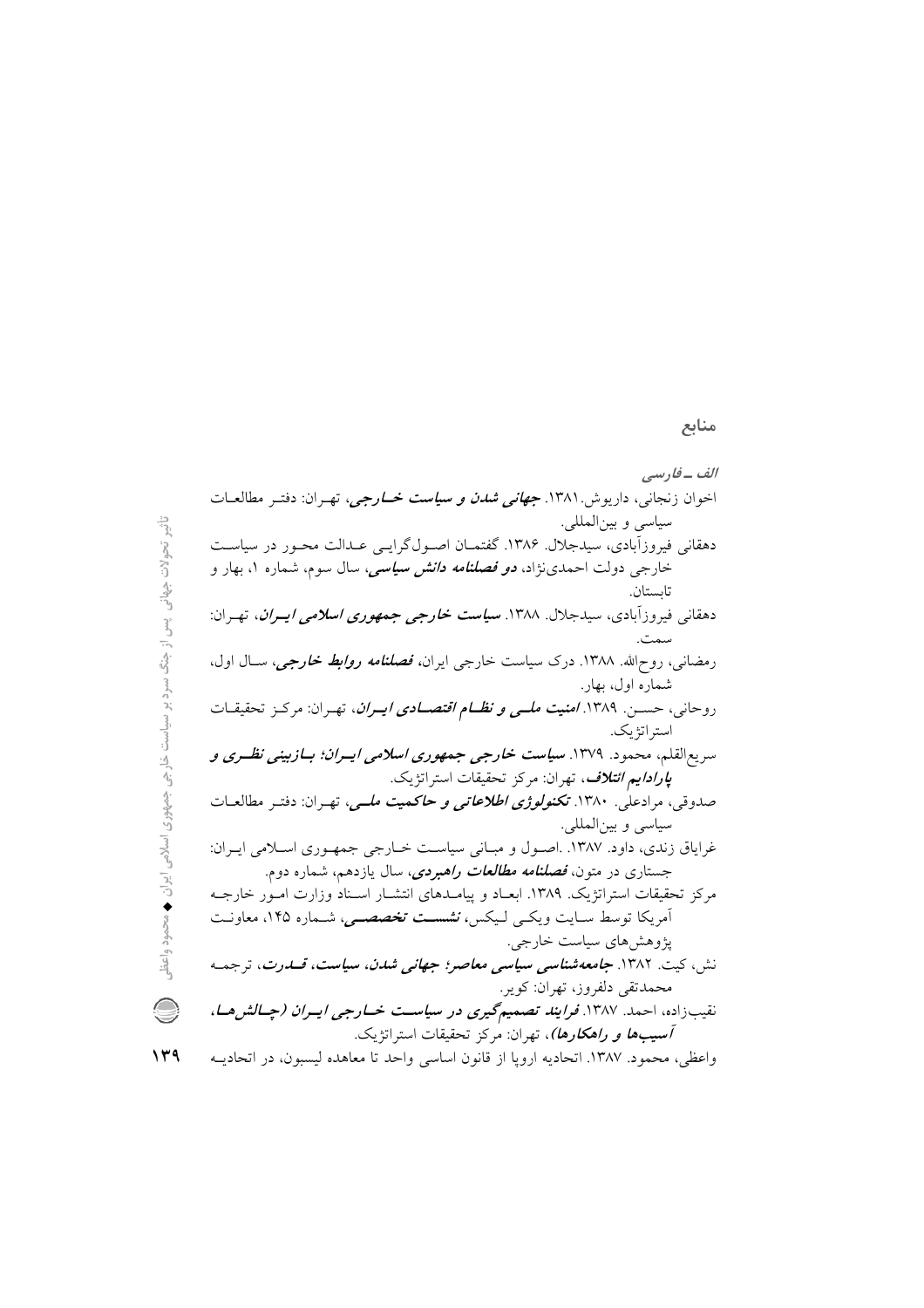## منابع

***الف ـ فارسی***

اخوان زنجانی، داریوش.۱۳۸۱. ***جهانی شدن و سیاست خـارجی***، تهـران: دفتـر مطالعـات سیاسی و بین‌المللی.

دهقانی فیروزآبادی، سیدجلال. ۱۳۸۶. گفتمـان اصـول‌گرایـی عـدالت محـور در سیاسـت خارجی دولت احمدی‌نژاد، ***دو فصلنامه دانش سیاسی***، سال سوم، شماره ۱، بهار و تابستان.

دهقانی فیروزآبادی، سیدجلال. ۱۳۸۸. ***سیاست خارجی جمهوری اسلامی ایـران***، تهـران: سمت.

رمضانی، روح‌الله. ۱۳۸۸. درک سیاست خارجی ایران، ***فصلنامه روابط خارجی***، سـال اول، شماره اول، بهار.

روحانی، حسـن. ۱۳۸۹. ***امنیت ملـی و نظـام اقتصـادی ایـران***، تهـران: مرکـز تحقیقـات استراتژیک.

سریع‌القلم، محمود. ۱۳۷۹. ***سیاست خارجی جمهوری اسلامی ایـران؛ بـازبینی نظـری و پارادایم ائتلاف***، تهران: مرکز تحقیقات استراتژیک.

صدوقی، مرادعلی. ۱۳۸۰. ***تکنولوژی اطلاعاتی و حاکمیت ملـی***، تهـران: دفتـر مطالعـات سیاسی و بین‌المللی.

غرایاق زندی، داود. ۱۳۸۷. .اصـول و مبـانی سیاسـت خـارجی جمهـوری اسـلامی ایـران: جستاری در متون، ***فصلنامه مطالعات راهبردی***، سال یازدهم، شماره دوم.

مرکز تحقیقات استراتژیک. ۱۳۸۹. ابعـاد و پیامـدهای انتشـار اسـناد وزارت امـور خارجـه آمریکا توسط سـایت ویکـی لـیکس، ***نشسـت تخصصـی***، شـماره ۱۴۵، معاونـت پژوهش‌های سیاست خارجی.

نش، کیت. ۱۳۸۲. ***جامعه‌شناسی سیاسی معاصر؛ جهانی شدن، سیاست، قـدرت***، ترجمـه محمدتقی دلفروز، تهران: کویر.

نقیب‌زاده، احمد. ۱۳۸۷. ***فرایند تصمیم‌گیری در سیاسـت خـارجی ایـران (چـالش‌هـا، آسیب‌ها و راهکارها)***، تهران: مرکز تحقیقات استراتژیک.

واعظی، محمود. ۱۳۸۷. اتحادیه اروپا از قانون اساسی واحد تا معاهده لیسبون، در اتحادیـه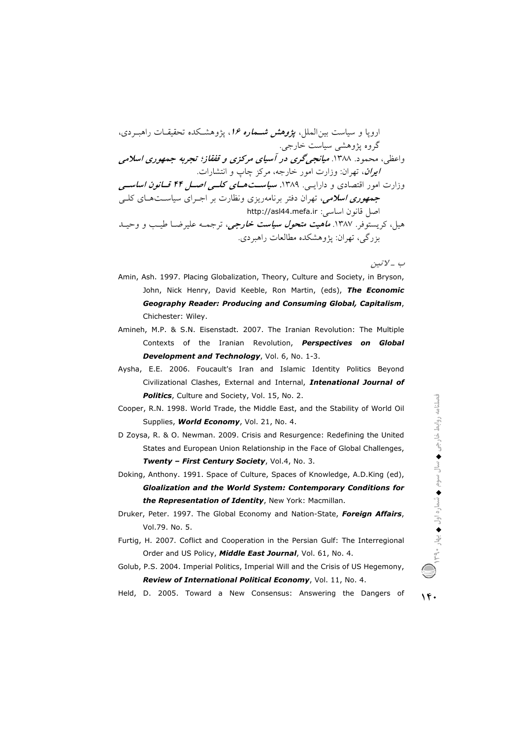اروپا و سیاست بین‌الملل، ***پژوهش شماره ۱۶***، پژوهشکده تحقیقات راهبردی، گروه پژوهشی سیاست خارجی.

واعظی، محمود. ۱۳۸۸. ***میانجی‌گری در آسیای مرکزی و قفقاز؛ تجربه جمهوری اسلامی ایران***، تهران: وزارت امور خارجه، مرکز چاپ و انتشارات.

وزارت امور اقتصادی و دارایی. ۱۳۸۹. ***سیاست‌های کلی اصل ۴۴ قانون اساسی جمهوری اسلامی***، تهران دفتر برنامه‌ریزی ونظارت بر اجرای سیاست‌های کلی اصل قانون اساسی: http://asl44.mefa.ir

هیل، کریستوفر. ۱۳۸۷. ***ماهیت متحول سیاست خارجی***، ترجمه علیرضا طیب و وحید بزرگی، تهران: پژوهشکده مطالعات راهبردی.

***ب ـ لاتین***

Amin, Ash. 1997. Placing Globalization, Theory, Culture and Society, in Bryson, John, Nick Henry, David Keeble, Ron Martin, (eds), ***The Economic Geography Reader: Producing and Consuming Global, Capitalism***, Chichester: Wiley.

Amineh, M.P. & S.N. Eisenstadt. 2007. The Iranian Revolution: The Multiple Contexts of the Iranian Revolution, ***Perspectives on Global Development and Technology***, Vol. 6, No. 1-3.

Aysha, E.E. 2006. Foucault's Iran and Islamic Identity Politics Beyond Civilizational Clashes, External and Internal, ***Intenational Journal of Politics***, Culture and Society, Vol. 15, No. 2.

Cooper, R.N. 1998. World Trade, the Middle East, and the Stability of World Oil Supplies, ***World Economy***, Vol. 21, No. 4.

D Zoysa, R. & O. Newman. 2009. Crisis and Resurgence: Redefining the United States and European Union Relationship in the Face of Global Challenges, ***Twenty – First Century Society***, Vol.4, No. 3.

Doking, Anthony. 1991. Space of Culture, Spaces of Knowledge, A.D.King (ed), ***Gloalization and the World System: Contemporary Conditions for the Representation of Identity***, New York: Macmillan.

Druker, Peter. 1997. The Global Economy and Nation-State, ***Foreign Affairs***, Vol.79. No. 5.

Furtig, H. 2007. Coflict and Cooperation in the Persian Gulf: The Interregional Order and US Policy, ***Middle East Journal***, Vol. 61, No. 4.

Golub, P.S. 2004. Imperial Politics, Imperial Will and the Crisis of US Hegemony, ***Review of International Political Economy***, Vol. 11, No. 4.

Held, D. 2005. Toward a New Consensus: Answering the Dangers of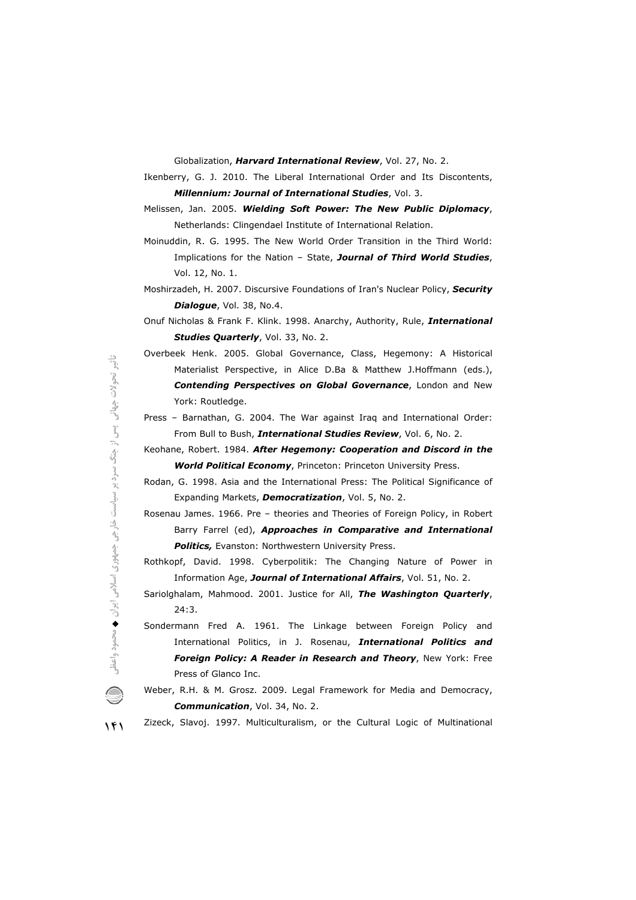Globalization, ***Harvard International Review***, Vol. 27, No. 2.

Ikenberry, G. J. 2010. The Liberal International Order and Its Discontents, ***Millennium: Journal of International Studies***, Vol. 3.

Melissen, Jan. 2005. ***Wielding Soft Power: The New Public Diplomacy***, Netherlands: Clingendael Institute of International Relation.

Moinuddin, R. G. 1995. The New World Order Transition in the Third World: Implications for the Nation – State, ***Journal of Third World Studies***, Vol. 12, No. 1.

Moshirzadeh, H. 2007. Discursive Foundations of Iran's Nuclear Policy, ***Security Dialogue***, Vol. 38, No.4.

Onuf Nicholas & Frank F. Klink. 1998. Anarchy, Authority, Rule, ***International Studies Quarterly***, Vol. 33, No. 2.

Overbeek Henk. 2005. Global Governance, Class, Hegemony: A Historical Materialist Perspective, in Alice D.Ba & Matthew J.Hoffmann (eds.), ***Contending Perspectives on Global Governance***, London and New York: Routledge.

Press – Barnathan, G. 2004. The War against Iraq and International Order: From Bull to Bush, ***International Studies Review***, Vol. 6, No. 2.

Keohane, Robert. 1984. ***After Hegemony: Cooperation and Discord in the World Political Economy***, Princeton: Princeton University Press.

Rodan, G. 1998. Asia and the International Press: The Political Significance of Expanding Markets, ***Democratization***, Vol. 5, No. 2.

Rosenau James. 1966. Pre – theories and Theories of Foreign Policy, in Robert Barry Farrel (ed), ***Approaches in Comparative and International Politics,*** Evanston: Northwestern University Press.

Rothkopf, David. 1998. Cyberpolitik: The Changing Nature of Power in Information Age, ***Journal of International Affairs***, Vol. 51, No. 2.

Sariolghalam, Mahmood. 2001. Justice for All, ***The Washington Quarterly***, 24:3.

Sondermann Fred A. 1961. The Linkage between Foreign Policy and International Politics, in J. Rosenau, ***International Politics and Foreign Policy: A Reader in Research and Theory***, New York: Free Press of Glanco Inc.

Weber, R.H. & M. Grosz. 2009. Legal Framework for Media and Democracy, ***Communication***, Vol. 34, No. 2.

Zizeck, Slavoj. 1997. Multiculturalism, or the Cultural Logic of Multinational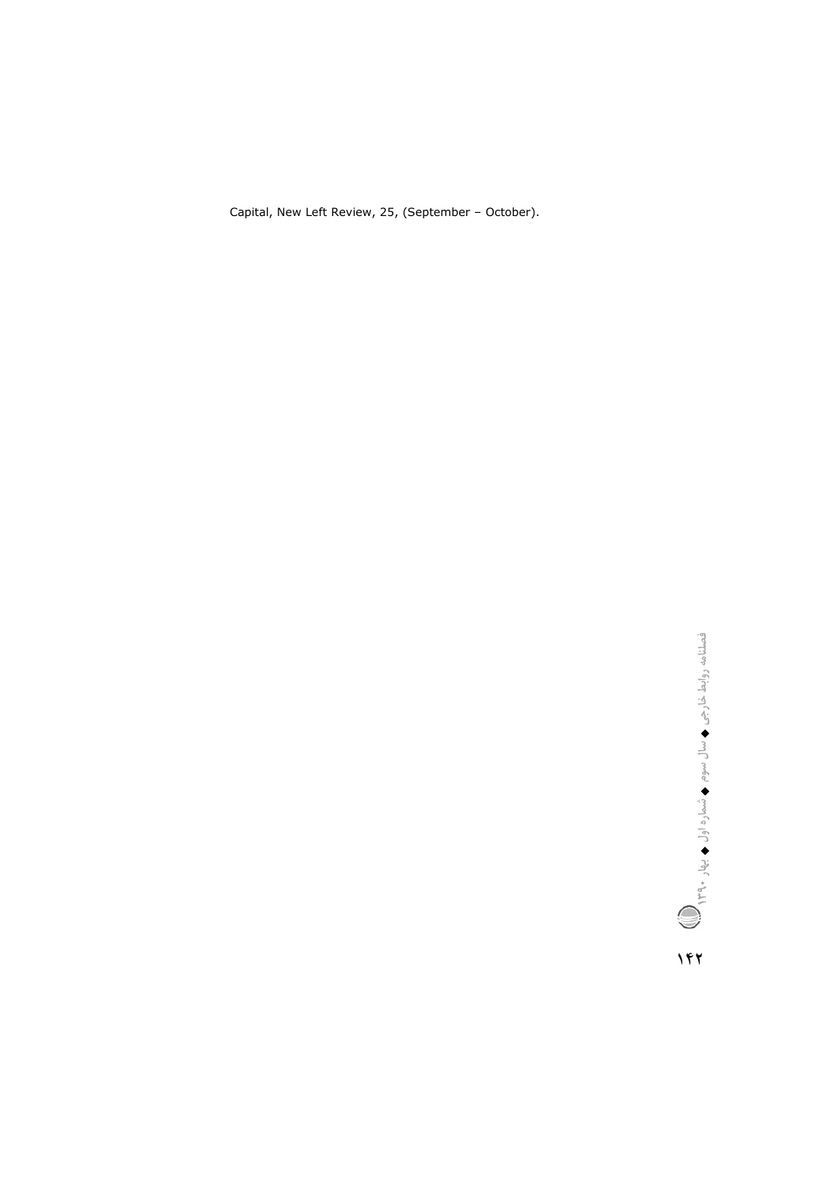Capital, New Left Review, 25, (September – October).